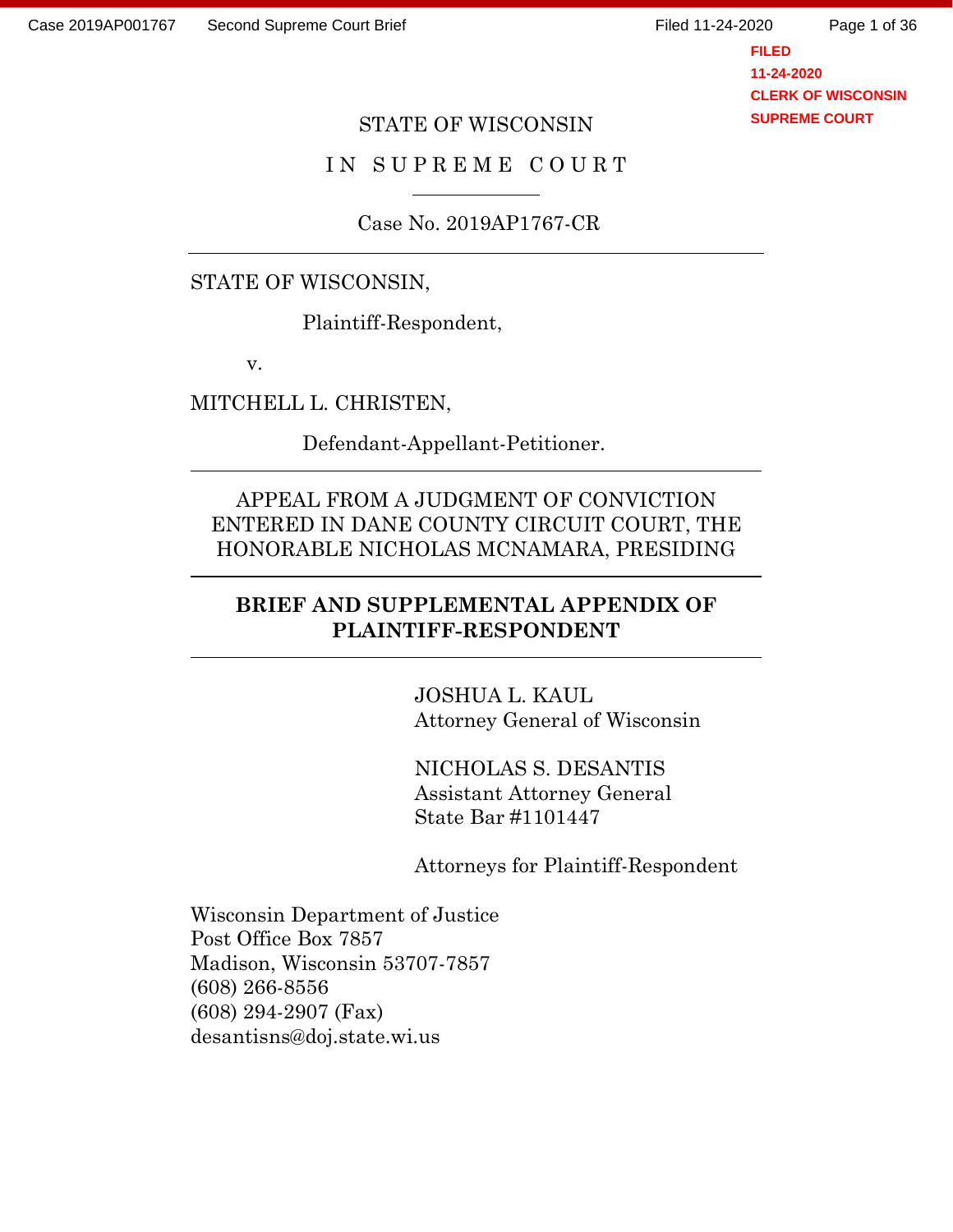STATE OF WISCONSIN

IN SUPREME COURT

Case No. 2019AP1767-CR

STATE OF WISCONSIN,

Plaintiff-Respondent,

v.

MITCHELL L. CHRISTEN,

Defendant-Appellant-Petitioner.

APPEAL FROM A JUDGMENT OF CONVICTION ENTERED IN DANE COUNTY CIRCUIT COURT, THE HONORABLE NICHOLAS MCNAMARA, PRESIDING

**BRIEF AND SUPPLEMENTAL APPENDIX OF PLAINTIFF-RESPONDENT**

JOSHUA L. KAUL
Attorney General of Wisconsin

NICHOLAS S. DESANTIS
Assistant Attorney General
State Bar #1101447

Attorneys for Plaintiff-Respondent

Wisconsin Department of Justice
Post Office Box 7857
Madison, Wisconsin 53707-7857
(608) 266-8556
(608) 294-2907 (Fax)
desantisns@doj.state.wi.us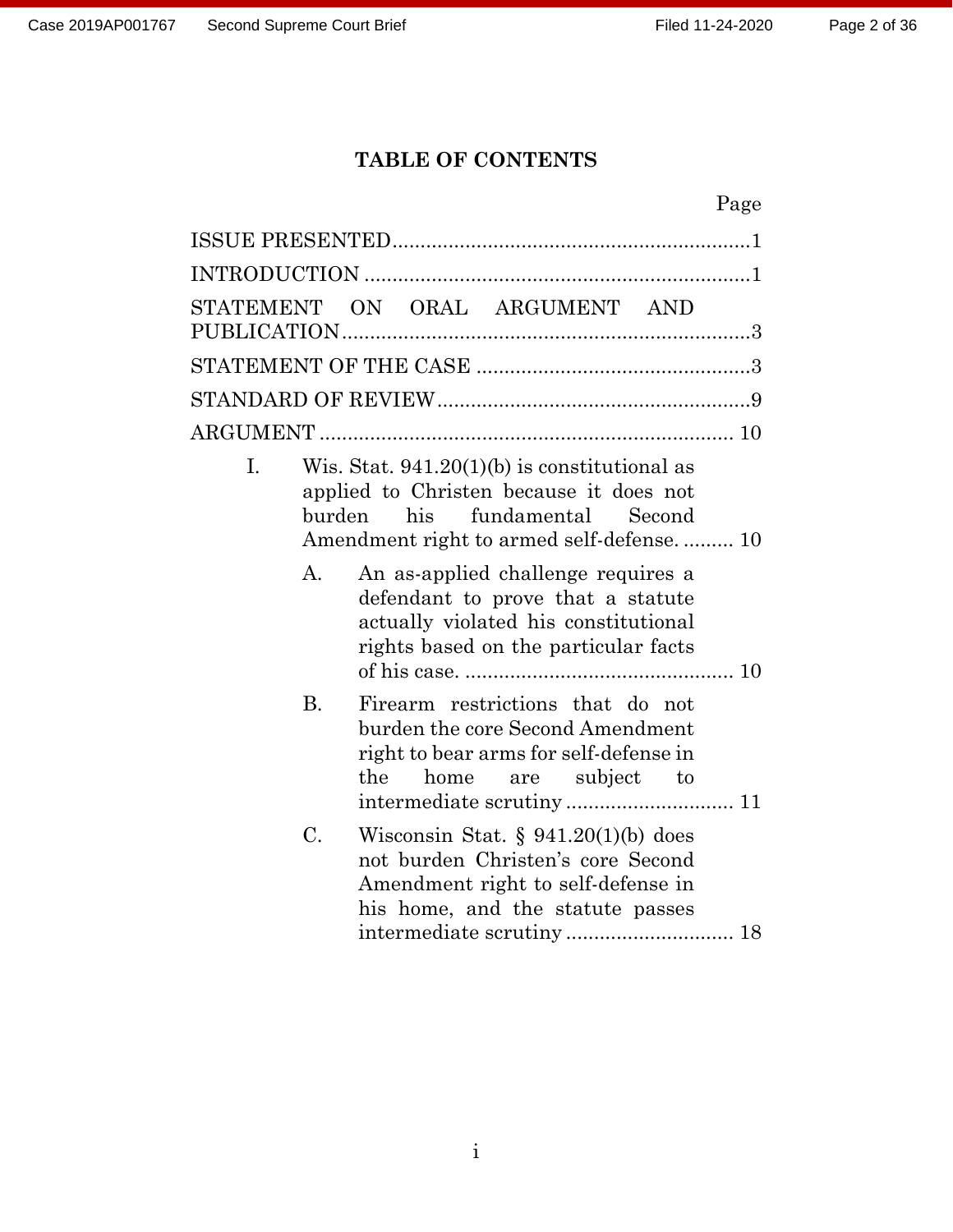# TABLE OF CONTENTS

| | Page |
|---|---|
| ISSUE PRESENTED | 1 |
| INTRODUCTION | 1 |
| STATEMENT ON ORAL ARGUMENT AND PUBLICATION | 3 |
| STATEMENT OF THE CASE | 3 |
| STANDARD OF REVIEW | 9 |
| ARGUMENT | 10 |
| I. Wis. Stat. 941.20(1)(b) is constitutional as applied to Christen because it does not burden his fundamental Second Amendment right to armed self-defense. | 10 |
| A. An as-applied challenge requires a defendant to prove that a statute actually violated his constitutional rights based on the particular facts of his case. | 10 |
| B. Firearm restrictions that do not burden the core Second Amendment right to bear arms for self-defense in the home are subject to intermediate scrutiny | 11 |
| C. Wisconsin Stat. § 941.20(1)(b) does not burden Christen's core Second Amendment right to self-defense in his home, and the statute passes intermediate scrutiny | 18 |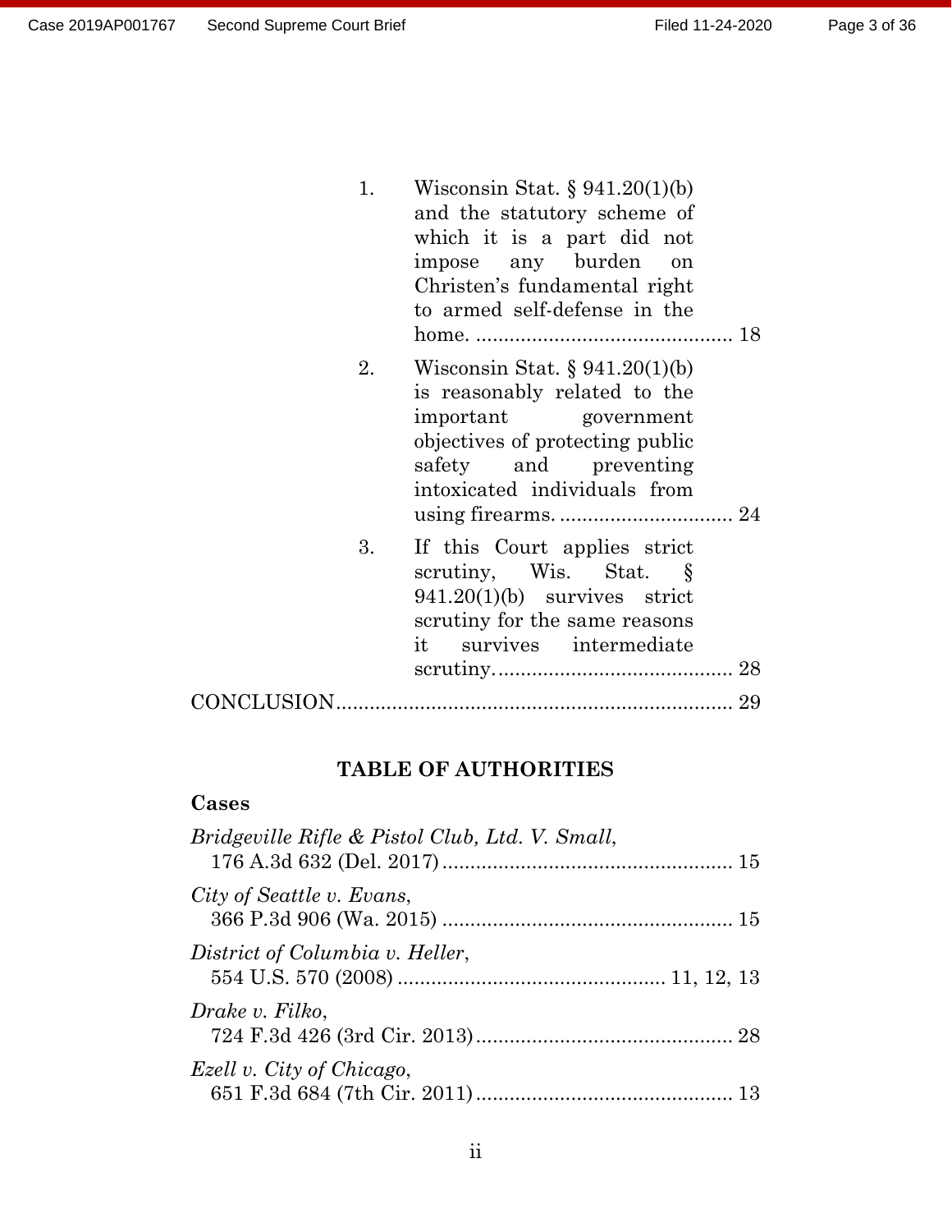1. Wisconsin Stat. § 941.20(1)(b) and the statutory scheme of which it is a part did not impose any burden on Christen's fundamental right to armed self-defense in the home. .............................................. 18

2. Wisconsin Stat. § 941.20(1)(b) is reasonably related to the important government objectives of protecting public safety and preventing intoxicated individuals from using firearms. ............................... 24

3. If this Court applies strict scrutiny, Wis. Stat. § 941.20(1)(b) survives strict scrutiny for the same reasons it survives intermediate scrutiny. .......................................... 28

CONCLUSION ...................................................................... 29

## TABLE OF AUTHORITIES

### Cases

*Bridgeville Rifle & Pistol Club, Ltd. V. Small*,
176 A.3d 632 (Del. 2017) .................................................... 15

*City of Seattle v. Evans*,
366 P.3d 906 (Wa. 2015) .................................................... 15

*District of Columbia v. Heller*,
554 U.S. 570 (2008) ............................................... 11, 12, 13

*Drake v. Filko*,
724 F.3d 426 (3rd Cir. 2013) .............................................. 28

*Ezell v. City of Chicago*,
651 F.3d 684 (7th Cir. 2011) .............................................. 13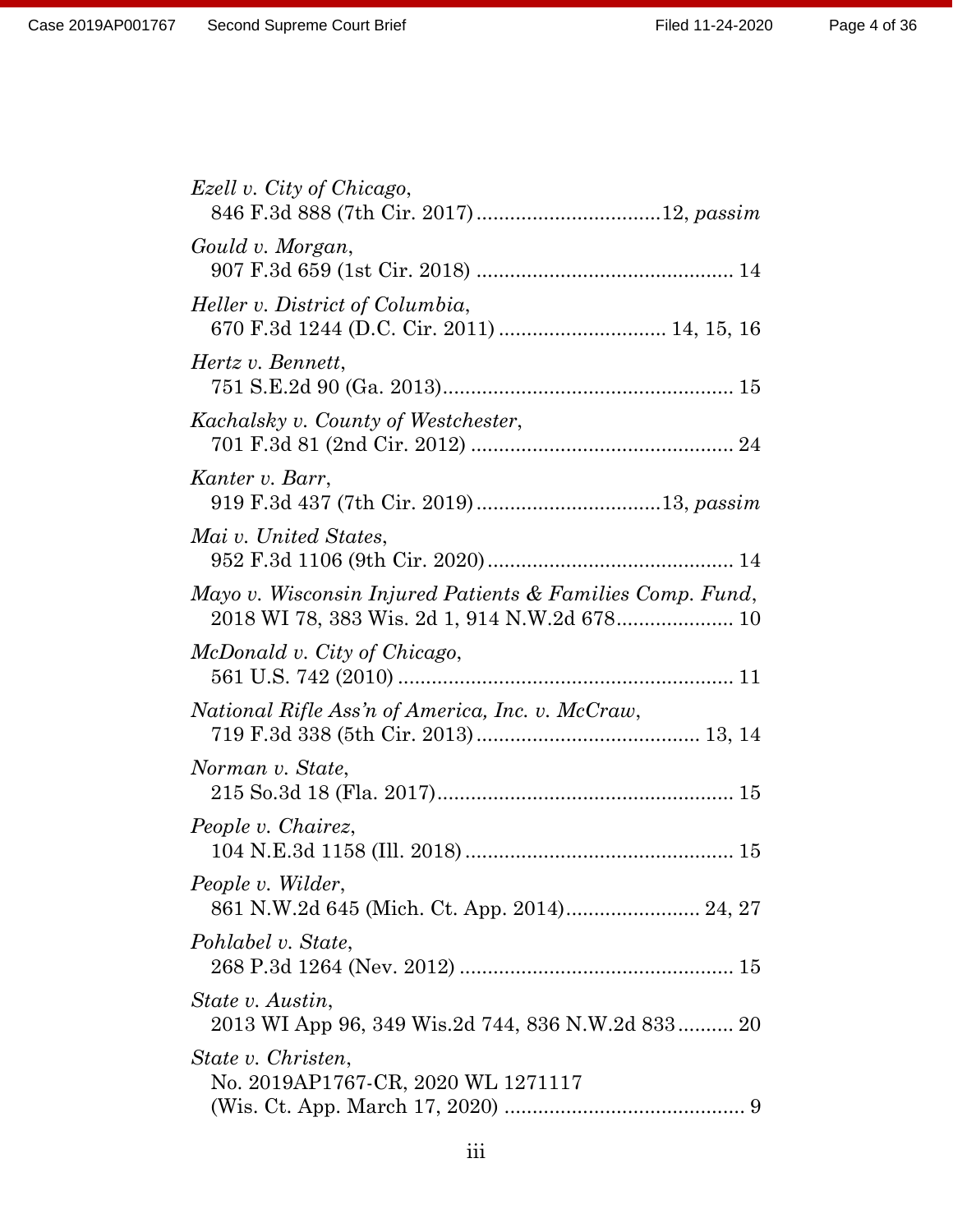*Ezell v. City of Chicago*,
846 F.3d 888 (7th Cir. 2017) ................................12, *passim*

*Gould v. Morgan*,
907 F.3d 659 (1st Cir. 2018) ............................................. 14

*Heller v. District of Columbia*,
670 F.3d 1244 (D.C. Cir. 2011) ............................. 14, 15, 16

*Hertz v. Bennett*,
751 S.E.2d 90 (Ga. 2013)................................................... 15

*Kachalsky v. County of Westchester*,
701 F.3d 81 (2nd Cir. 2012) .............................................. 24

*Kanter v. Barr*,
919 F.3d 437 (7th Cir. 2019)................................13, *passim*

*Mai v. United States*,
952 F.3d 1106 (9th Cir. 2020)........................................... 14

*Mayo v. Wisconsin Injured Patients & Families Comp. Fund*,
2018 WI 78, 383 Wis. 2d 1, 914 N.W.2d 678.................... 10

*McDonald v. City of Chicago*,
561 U.S. 742 (2010) ........................................................... 11

*National Rifle Ass'n of America, Inc. v. McCraw*,
719 F.3d 338 (5th Cir. 2013)....................................... 13, 14

*Norman v. State*,
215 So.3d 18 (Fla. 2017).................................................... 15

*People v. Chairez*,
104 N.E.3d 1158 (Ill. 2018) ............................................... 15

*People v. Wilder*,
861 N.W.2d 645 (Mich. Ct. App. 2014)........................ 24, 27

*Pohlabel v. State*,
268 P.3d 1264 (Nev. 2012) ................................................ 15

*State v. Austin*,
2013 WI App 96, 349 Wis.2d 744, 836 N.W.2d 833.......... 20

*State v. Christen*,
No. 2019AP1767-CR, 2020 WL 1271117
(Wis. Ct. App. March 17, 2020) .......................................... 9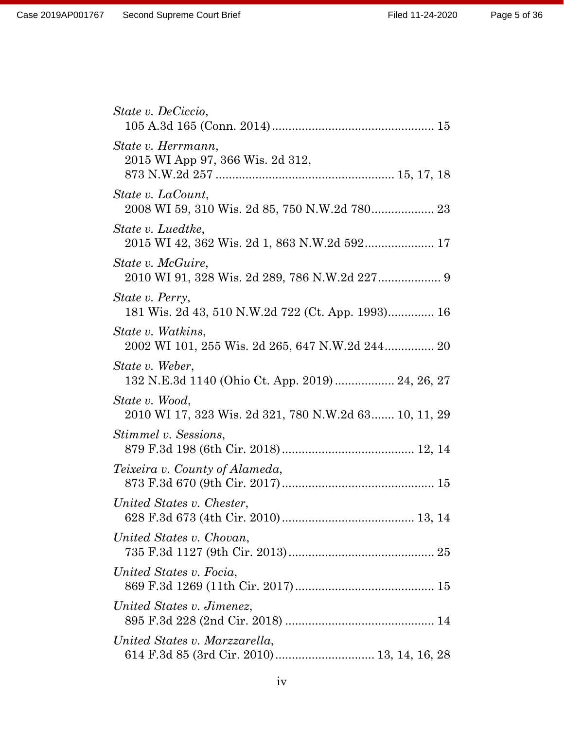*State v. DeCiccio*,
105 A.3d 165 (Conn. 2014) ................................................. 15

*State v. Herrmann*,
2015 WI App 97, 366 Wis. 2d 312,
873 N.W.2d 257 ...................................................... 15, 17, 18

*State v. LaCount*,
2008 WI 59, 310 Wis. 2d 85, 750 N.W.2d 780 .................. 23

*State v. Luedtke*,
2015 WI 42, 362 Wis. 2d 1, 863 N.W.2d 592 .................... 17

*State v. McGuire*,
2010 WI 91, 328 Wis. 2d 289, 786 N.W.2d 227 .................. 9

*State v. Perry*,
181 Wis. 2d 43, 510 N.W.2d 722 (Ct. App. 1993) .............. 16

*State v. Watkins*,
2002 WI 101, 255 Wis. 2d 265, 647 N.W.2d 244 ............... 20

*State v. Weber*,
132 N.E.3d 1140 (Ohio Ct. App. 2019) .................. 24, 26, 27

*State v. Wood*,
2010 WI 17, 323 Wis. 2d 321, 780 N.W.2d 63 ....... 10, 11, 29

*Stimmel v. Sessions*,
879 F.3d 198 (6th Cir. 2018) ........................................ 12, 14

*Teixeira v. County of Alameda*,
873 F.3d 670 (9th Cir. 2017) .............................................. 15

*United States v. Chester*,
628 F.3d 673 (4th Cir. 2010) ........................................ 13, 14

*United States v. Chovan*,
735 F.3d 1127 (9th Cir. 2013) ............................................ 25

*United States v. Focia*,
869 F.3d 1269 (11th Cir. 2017) .......................................... 15

*United States v. Jimenez*,
895 F.3d 228 (2nd Cir. 2018) ............................................. 14

*United States v. Marzzarella*,
614 F.3d 85 (3rd Cir. 2010) .............................. 13, 14, 16, 28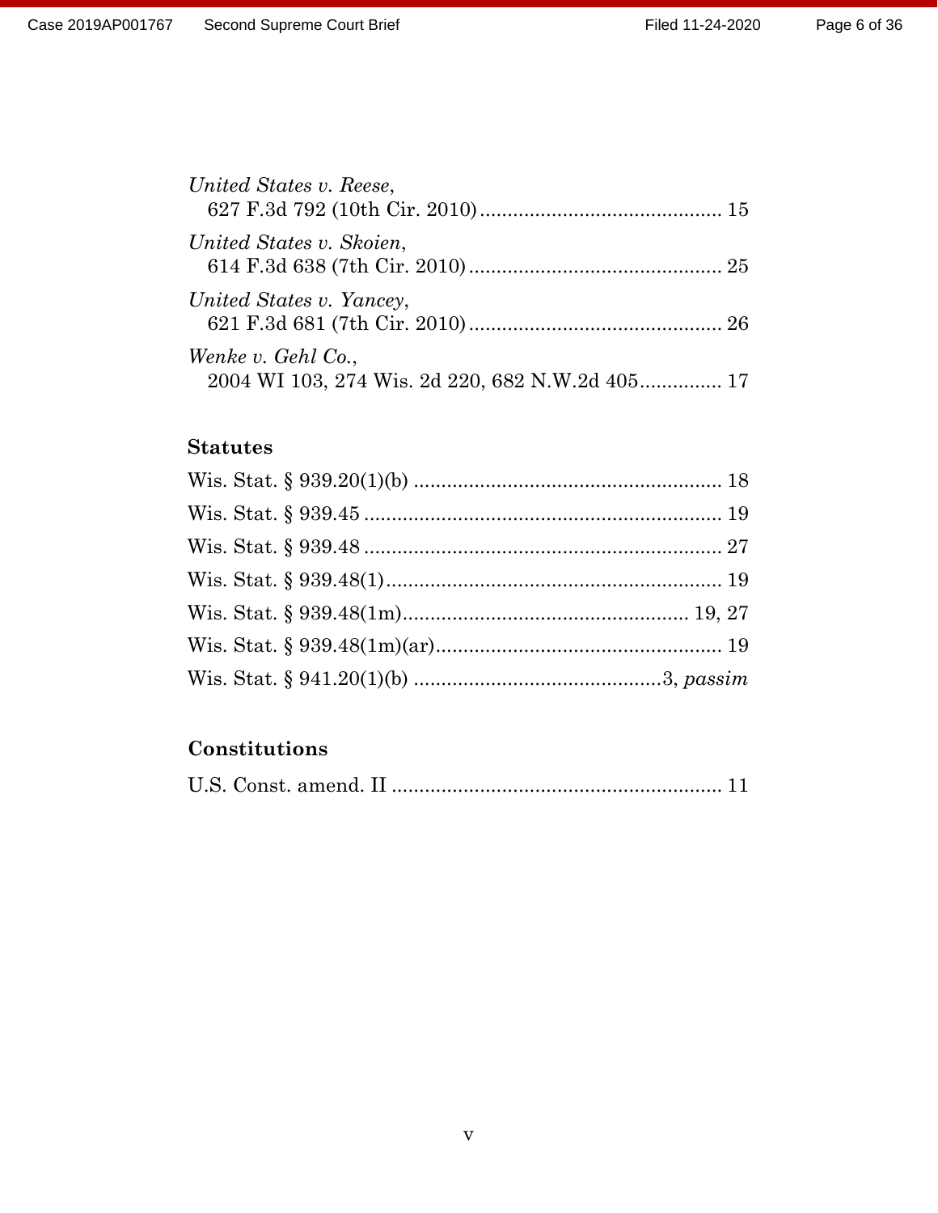*United States v. Reese*,
627 F.3d 792 (10th Cir. 2010) ............................................ 15

*United States v. Skoien*,
614 F.3d 638 (7th Cir. 2010) .............................................. 25

*United States v. Yancey*,
621 F.3d 681 (7th Cir. 2010) .............................................. 26

*Wenke v. Gehl Co.*,
2004 WI 103, 274 Wis. 2d 220, 682 N.W.2d 405............... 17

**Statutes**

Wis. Stat. § 939.20(1)(b) ........................................................ 18

Wis. Stat. § 939.45 ................................................................. 19

Wis. Stat. § 939.48 ................................................................. 27

Wis. Stat. § 939.48(1)............................................................. 19

Wis. Stat. § 939.48(1m).................................................... 19, 27

Wis. Stat. § 939.48(1m)(ar).................................................... 19

Wis. Stat. § 941.20(1)(b) ............................................3, *passim*

**Constitutions**

U.S. Const. amend. II ............................................................ 11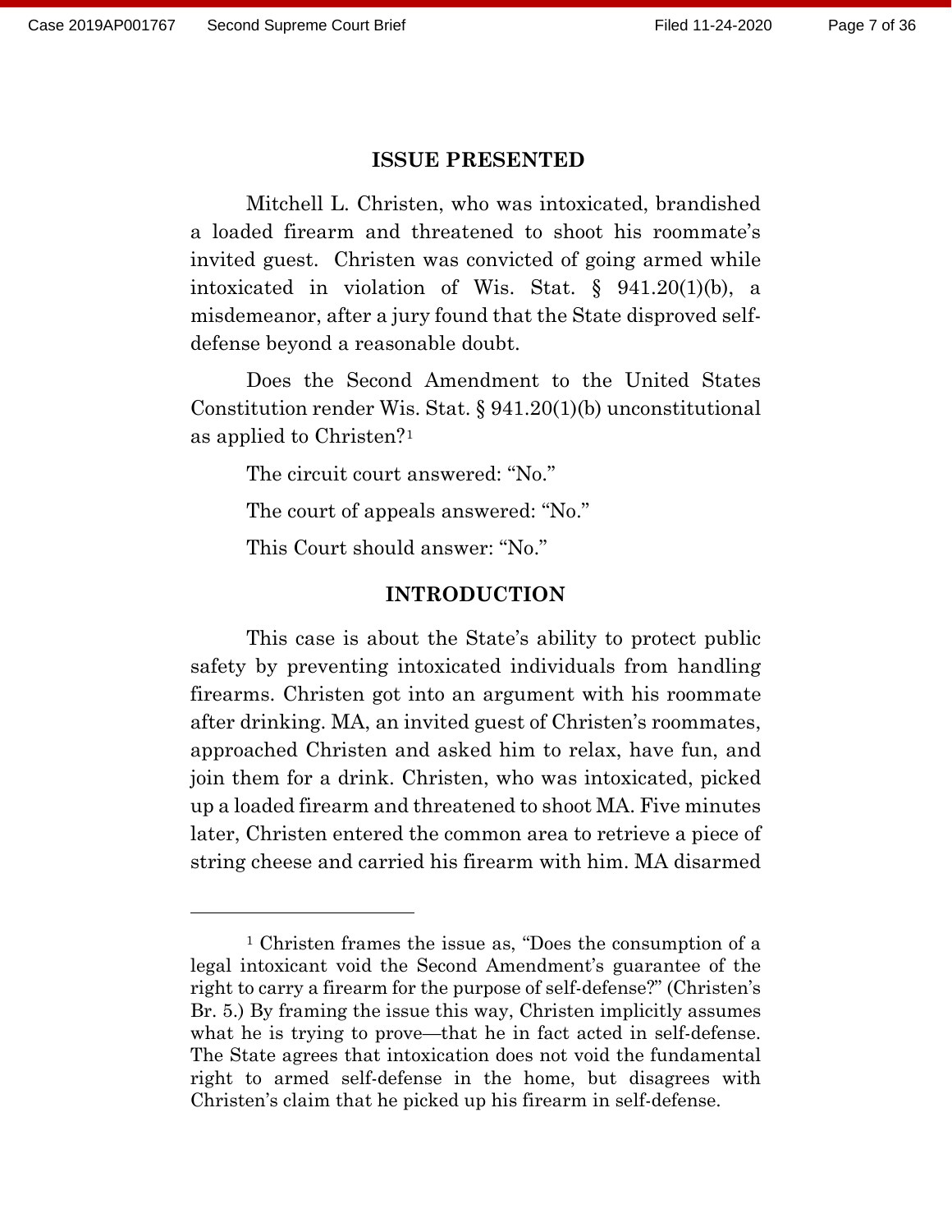## ISSUE PRESENTED

Mitchell L. Christen, who was intoxicated, brandished a loaded firearm and threatened to shoot his roommate's invited guest. Christen was convicted of going armed while intoxicated in violation of Wis. Stat. § 941.20(1)(b), a misdemeanor, after a jury found that the State disproved self-defense beyond a reasonable doubt.

Does the Second Amendment to the United States Constitution render Wis. Stat. § 941.20(1)(b) unconstitutional as applied to Christen?[1]

The circuit court answered: "No."

The court of appeals answered: "No."

This Court should answer: "No."

## INTRODUCTION

This case is about the State's ability to protect public safety by preventing intoxicated individuals from handling firearms. Christen got into an argument with his roommate after drinking. MA, an invited guest of Christen's roommates, approached Christen and asked him to relax, have fun, and join them for a drink. Christen, who was intoxicated, picked up a loaded firearm and threatened to shoot MA. Five minutes later, Christen entered the common area to retrieve a piece of string cheese and carried his firearm with him. MA disarmed

---

[1] Christen frames the issue as, "Does the consumption of a legal intoxicant void the Second Amendment's guarantee of the right to carry a firearm for the purpose of self-defense?" (Christen's Br. 5.) By framing the issue this way, Christen implicitly assumes what he is trying to prove—that he in fact acted in self-defense. The State agrees that intoxication does not void the fundamental right to armed self-defense in the home, but disagrees with Christen's claim that he picked up his firearm in self-defense.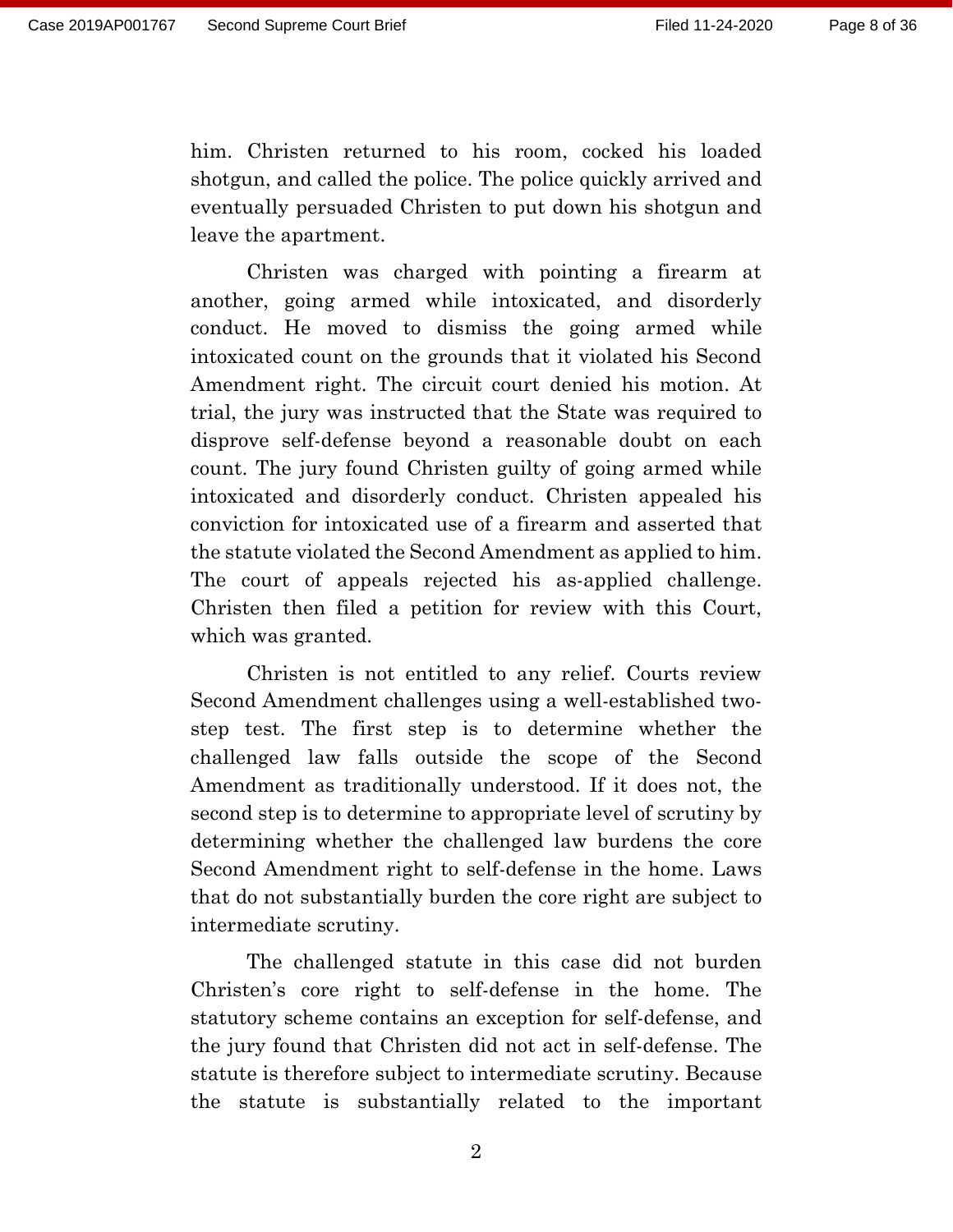him. Christen returned to his room, cocked his loaded shotgun, and called the police. The police quickly arrived and eventually persuaded Christen to put down his shotgun and leave the apartment.

Christen was charged with pointing a firearm at another, going armed while intoxicated, and disorderly conduct. He moved to dismiss the going armed while intoxicated count on the grounds that it violated his Second Amendment right. The circuit court denied his motion. At trial, the jury was instructed that the State was required to disprove self-defense beyond a reasonable doubt on each count. The jury found Christen guilty of going armed while intoxicated and disorderly conduct. Christen appealed his conviction for intoxicated use of a firearm and asserted that the statute violated the Second Amendment as applied to him. The court of appeals rejected his as-applied challenge. Christen then filed a petition for review with this Court, which was granted.

Christen is not entitled to any relief. Courts review Second Amendment challenges using a well-established two-step test. The first step is to determine whether the challenged law falls outside the scope of the Second Amendment as traditionally understood. If it does not, the second step is to determine to appropriate level of scrutiny by determining whether the challenged law burdens the core Second Amendment right to self-defense in the home. Laws that do not substantially burden the core right are subject to intermediate scrutiny.

The challenged statute in this case did not burden Christen's core right to self-defense in the home. The statutory scheme contains an exception for self-defense, and the jury found that Christen did not act in self-defense. The statute is therefore subject to intermediate scrutiny. Because the statute is substantially related to the important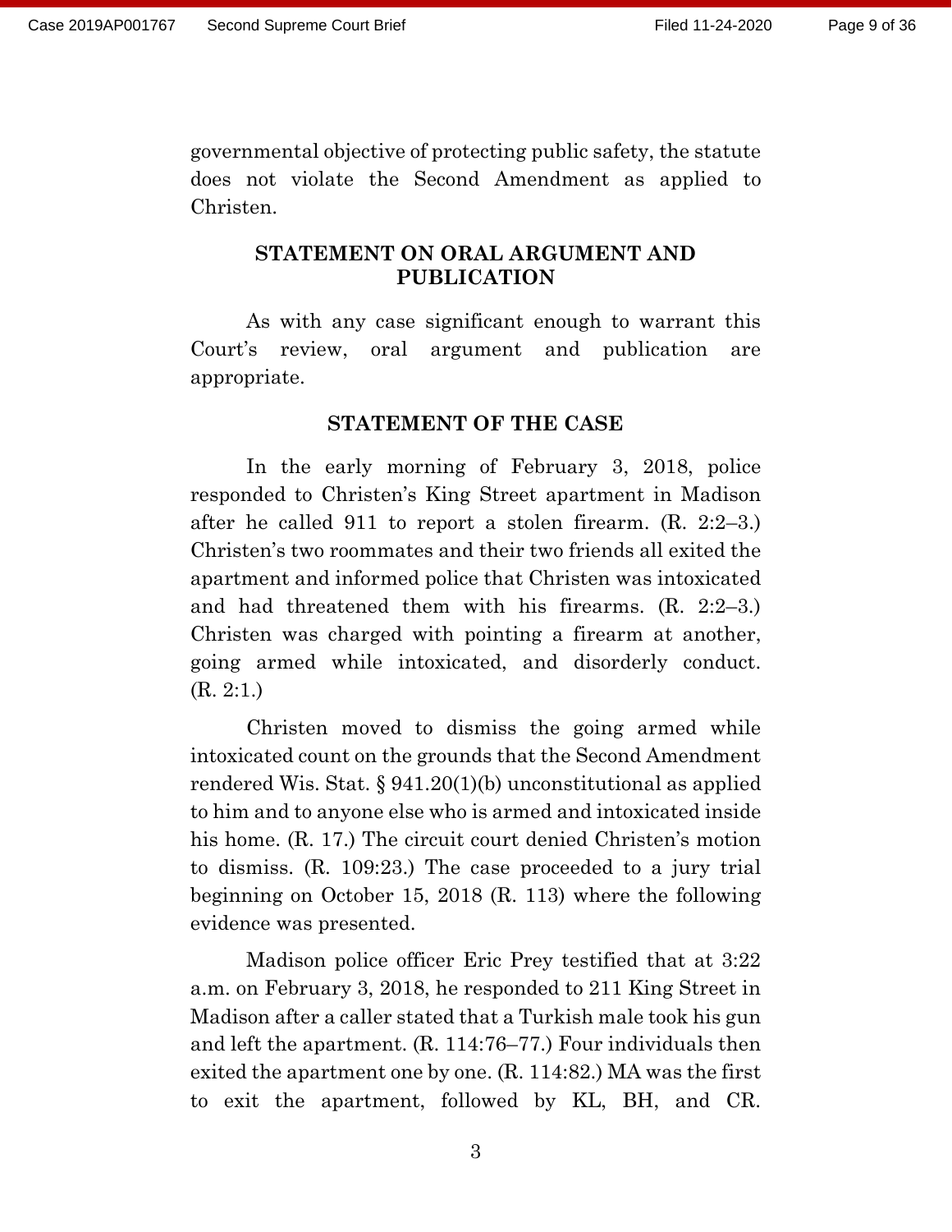governmental objective of protecting public safety, the statute does not violate the Second Amendment as applied to Christen.

## STATEMENT ON ORAL ARGUMENT AND PUBLICATION

As with any case significant enough to warrant this Court's review, oral argument and publication are appropriate.

## STATEMENT OF THE CASE

In the early morning of February 3, 2018, police responded to Christen's King Street apartment in Madison after he called 911 to report a stolen firearm. (R. 2:2–3.) Christen's two roommates and their two friends all exited the apartment and informed police that Christen was intoxicated and had threatened them with his firearms. (R. 2:2–3.) Christen was charged with pointing a firearm at another, going armed while intoxicated, and disorderly conduct. (R. 2:1.)

Christen moved to dismiss the going armed while intoxicated count on the grounds that the Second Amendment rendered Wis. Stat. § 941.20(1)(b) unconstitutional as applied to him and to anyone else who is armed and intoxicated inside his home. (R. 17.) The circuit court denied Christen's motion to dismiss. (R. 109:23.) The case proceeded to a jury trial beginning on October 15, 2018 (R. 113) where the following evidence was presented.

Madison police officer Eric Prey testified that at 3:22 a.m. on February 3, 2018, he responded to 211 King Street in Madison after a caller stated that a Turkish male took his gun and left the apartment. (R. 114:76–77.) Four individuals then exited the apartment one by one. (R. 114:82.) MA was the first to exit the apartment, followed by KL, BH, and CR.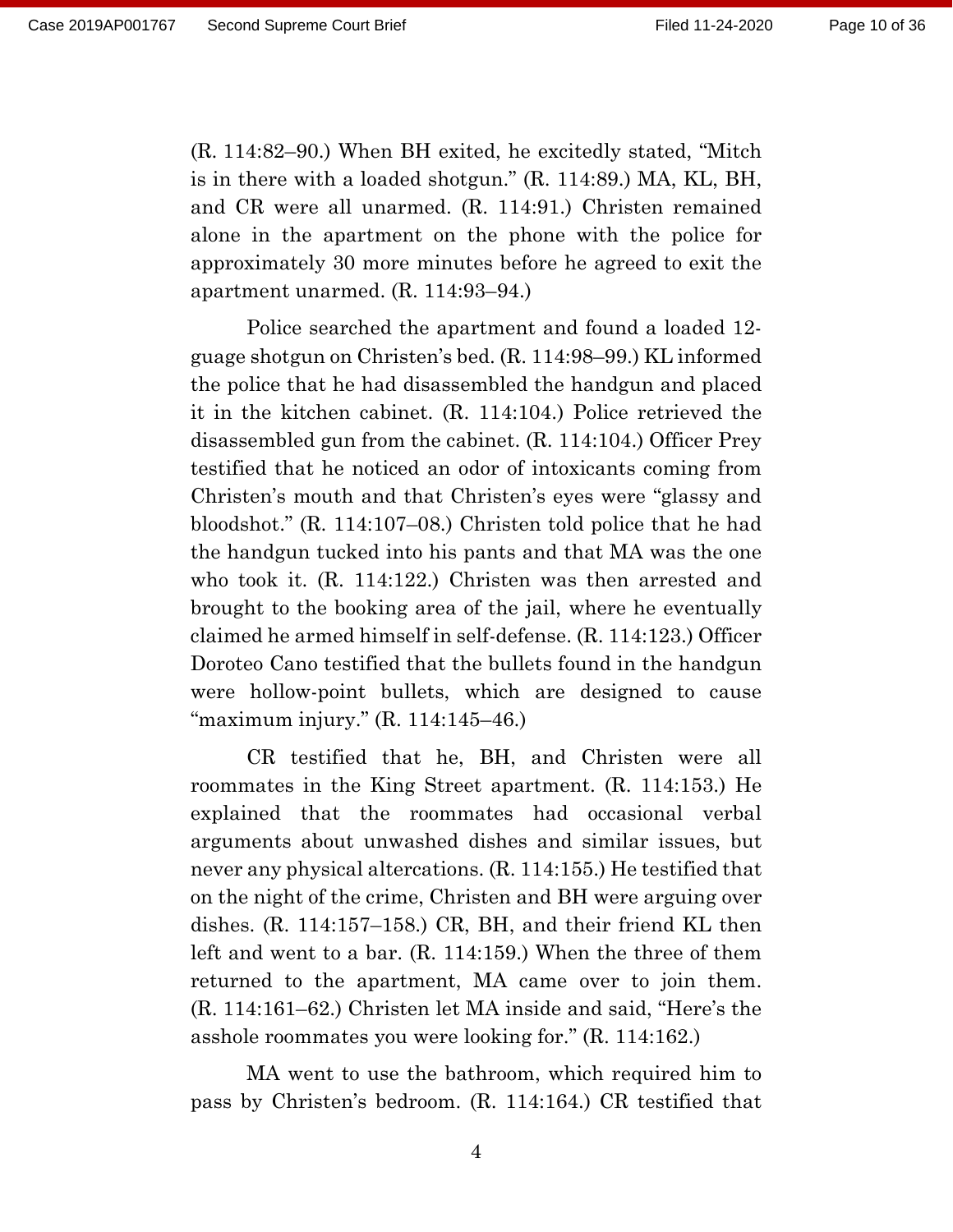(R. 114:82–90.) When BH exited, he excitedly stated, "Mitch is in there with a loaded shotgun." (R. 114:89.) MA, KL, BH, and CR were all unarmed. (R. 114:91.) Christen remained alone in the apartment on the phone with the police for approximately 30 more minutes before he agreed to exit the apartment unarmed. (R. 114:93–94.)

Police searched the apartment and found a loaded 12-guage shotgun on Christen's bed. (R. 114:98–99.) KL informed the police that he had disassembled the handgun and placed it in the kitchen cabinet. (R. 114:104.) Police retrieved the disassembled gun from the cabinet. (R. 114:104.) Officer Prey testified that he noticed an odor of intoxicants coming from Christen's mouth and that Christen's eyes were "glassy and bloodshot." (R. 114:107–08.) Christen told police that he had the handgun tucked into his pants and that MA was the one who took it. (R. 114:122.) Christen was then arrested and brought to the booking area of the jail, where he eventually claimed he armed himself in self-defense. (R. 114:123.) Officer Doroteo Cano testified that the bullets found in the handgun were hollow-point bullets, which are designed to cause "maximum injury." (R. 114:145–46.)

CR testified that he, BH, and Christen were all roommates in the King Street apartment. (R. 114:153.) He explained that the roommates had occasional verbal arguments about unwashed dishes and similar issues, but never any physical altercations. (R. 114:155.) He testified that on the night of the crime, Christen and BH were arguing over dishes. (R. 114:157–158.) CR, BH, and their friend KL then left and went to a bar. (R. 114:159.) When the three of them returned to the apartment, MA came over to join them. (R. 114:161–62.) Christen let MA inside and said, "Here's the asshole roommates you were looking for." (R. 114:162.)

MA went to use the bathroom, which required him to pass by Christen's bedroom. (R. 114:164.) CR testified that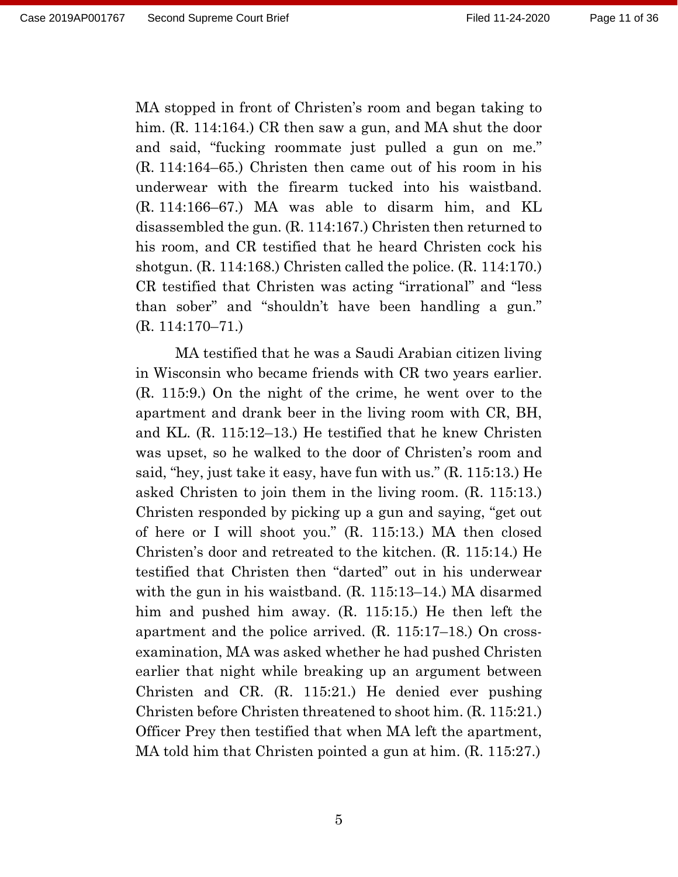MA stopped in front of Christen's room and began taking to him. (R. 114:164.) CR then saw a gun, and MA shut the door and said, "fucking roommate just pulled a gun on me." (R. 114:164–65.) Christen then came out of his room in his underwear with the firearm tucked into his waistband. (R. 114:166–67.) MA was able to disarm him, and KL disassembled the gun. (R. 114:167.) Christen then returned to his room, and CR testified that he heard Christen cock his shotgun. (R. 114:168.) Christen called the police. (R. 114:170.) CR testified that Christen was acting "irrational" and "less than sober" and "shouldn't have been handling a gun." (R. 114:170–71.)

MA testified that he was a Saudi Arabian citizen living in Wisconsin who became friends with CR two years earlier. (R. 115:9.) On the night of the crime, he went over to the apartment and drank beer in the living room with CR, BH, and KL. (R. 115:12–13.) He testified that he knew Christen was upset, so he walked to the door of Christen's room and said, "hey, just take it easy, have fun with us." (R. 115:13.) He asked Christen to join them in the living room. (R. 115:13.) Christen responded by picking up a gun and saying, "get out of here or I will shoot you." (R. 115:13.) MA then closed Christen's door and retreated to the kitchen. (R. 115:14.) He testified that Christen then "darted" out in his underwear with the gun in his waistband. (R. 115:13–14.) MA disarmed him and pushed him away. (R. 115:15.) He then left the apartment and the police arrived. (R. 115:17–18.) On cross-examination, MA was asked whether he had pushed Christen earlier that night while breaking up an argument between Christen and CR. (R. 115:21.) He denied ever pushing Christen before Christen threatened to shoot him. (R. 115:21.) Officer Prey then testified that when MA left the apartment, MA told him that Christen pointed a gun at him. (R. 115:27.)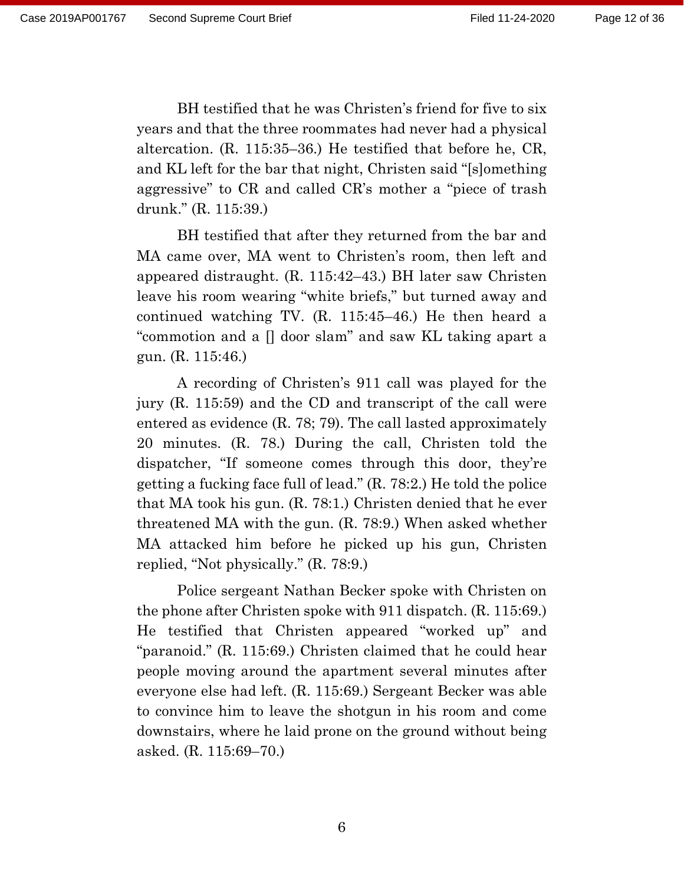BH testified that he was Christen's friend for five to six years and that the three roommates had never had a physical altercation. (R. 115:35–36.) He testified that before he, CR, and KL left for the bar that night, Christen said "[s]omething aggressive" to CR and called CR's mother a "piece of trash drunk." (R. 115:39.)

BH testified that after they returned from the bar and MA came over, MA went to Christen's room, then left and appeared distraught. (R. 115:42–43.) BH later saw Christen leave his room wearing "white briefs," but turned away and continued watching TV. (R. 115:45–46.) He then heard a "commotion and a [] door slam" and saw KL taking apart a gun. (R. 115:46.)

A recording of Christen's 911 call was played for the jury (R. 115:59) and the CD and transcript of the call were entered as evidence (R. 78; 79). The call lasted approximately 20 minutes. (R. 78.) During the call, Christen told the dispatcher, "If someone comes through this door, they're getting a fucking face full of lead." (R. 78:2.) He told the police that MA took his gun. (R. 78:1.) Christen denied that he ever threatened MA with the gun. (R. 78:9.) When asked whether MA attacked him before he picked up his gun, Christen replied, "Not physically." (R. 78:9.)

Police sergeant Nathan Becker spoke with Christen on the phone after Christen spoke with 911 dispatch. (R. 115:69.) He testified that Christen appeared "worked up" and "paranoid." (R. 115:69.) Christen claimed that he could hear people moving around the apartment several minutes after everyone else had left. (R. 115:69.) Sergeant Becker was able to convince him to leave the shotgun in his room and come downstairs, where he laid prone on the ground without being asked. (R. 115:69–70.)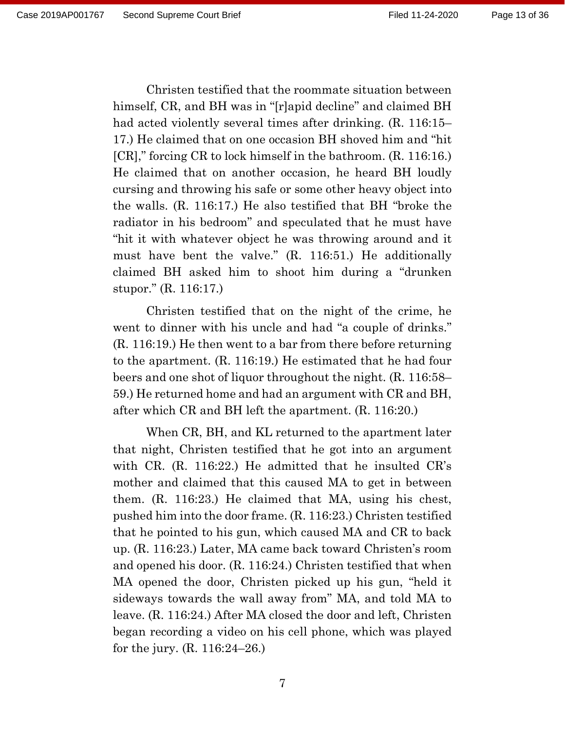Christen testified that the roommate situation between himself, CR, and BH was in "[r]apid decline" and claimed BH had acted violently several times after drinking. (R. 116:15–17.) He claimed that on one occasion BH shoved him and "hit [CR]," forcing CR to lock himself in the bathroom. (R. 116:16.) He claimed that on another occasion, he heard BH loudly cursing and throwing his safe or some other heavy object into the walls. (R. 116:17.) He also testified that BH "broke the radiator in his bedroom" and speculated that he must have "hit it with whatever object he was throwing around and it must have bent the valve." (R. 116:51.) He additionally claimed BH asked him to shoot him during a "drunken stupor." (R. 116:17.)

Christen testified that on the night of the crime, he went to dinner with his uncle and had "a couple of drinks." (R. 116:19.) He then went to a bar from there before returning to the apartment. (R. 116:19.) He estimated that he had four beers and one shot of liquor throughout the night. (R. 116:58–59.) He returned home and had an argument with CR and BH, after which CR and BH left the apartment. (R. 116:20.)

When CR, BH, and KL returned to the apartment later that night, Christen testified that he got into an argument with CR. (R. 116:22.) He admitted that he insulted CR's mother and claimed that this caused MA to get in between them. (R. 116:23.) He claimed that MA, using his chest, pushed him into the door frame. (R. 116:23.) Christen testified that he pointed to his gun, which caused MA and CR to back up. (R. 116:23.) Later, MA came back toward Christen's room and opened his door. (R. 116:24.) Christen testified that when MA opened the door, Christen picked up his gun, "held it sideways towards the wall away from" MA, and told MA to leave. (R. 116:24.) After MA closed the door and left, Christen began recording a video on his cell phone, which was played for the jury. (R. 116:24–26.)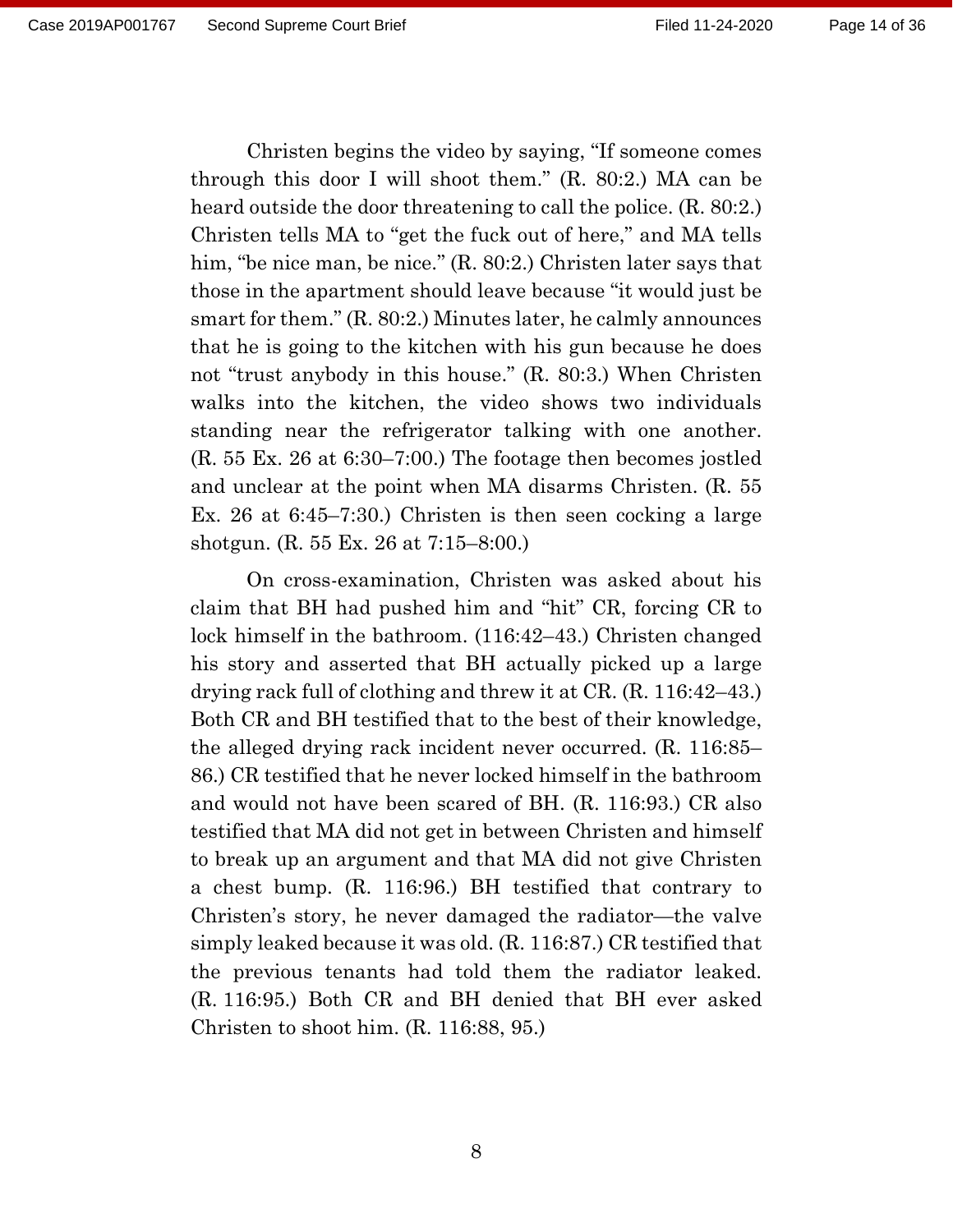Christen begins the video by saying, "If someone comes through this door I will shoot them." (R. 80:2.) MA can be heard outside the door threatening to call the police. (R. 80:2.) Christen tells MA to "get the fuck out of here," and MA tells him, "be nice man, be nice." (R. 80:2.) Christen later says that those in the apartment should leave because "it would just be smart for them." (R. 80:2.) Minutes later, he calmly announces that he is going to the kitchen with his gun because he does not "trust anybody in this house." (R. 80:3.) When Christen walks into the kitchen, the video shows two individuals standing near the refrigerator talking with one another. (R. 55 Ex. 26 at 6:30–7:00.) The footage then becomes jostled and unclear at the point when MA disarms Christen. (R. 55 Ex. 26 at 6:45–7:30.) Christen is then seen cocking a large shotgun. (R. 55 Ex. 26 at 7:15–8:00.)

On cross-examination, Christen was asked about his claim that BH had pushed him and "hit" CR, forcing CR to lock himself in the bathroom. (116:42–43.) Christen changed his story and asserted that BH actually picked up a large drying rack full of clothing and threw it at CR. (R. 116:42–43.) Both CR and BH testified that to the best of their knowledge, the alleged drying rack incident never occurred. (R. 116:85–86.) CR testified that he never locked himself in the bathroom and would not have been scared of BH. (R. 116:93.) CR also testified that MA did not get in between Christen and himself to break up an argument and that MA did not give Christen a chest bump. (R. 116:96.) BH testified that contrary to Christen's story, he never damaged the radiator—the valve simply leaked because it was old. (R. 116:87.) CR testified that the previous tenants had told them the radiator leaked. (R. 116:95.) Both CR and BH denied that BH ever asked Christen to shoot him. (R. 116:88, 95.)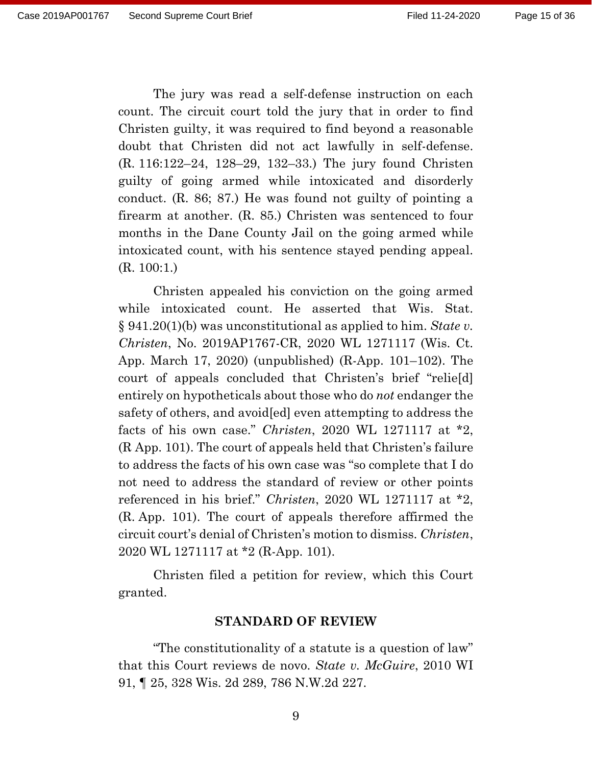The jury was read a self-defense instruction on each count. The circuit court told the jury that in order to find Christen guilty, it was required to find beyond a reasonable doubt that Christen did not act lawfully in self-defense. (R. 116:122–24, 128–29, 132–33.) The jury found Christen guilty of going armed while intoxicated and disorderly conduct. (R. 86; 87.) He was found not guilty of pointing a firearm at another. (R. 85.) Christen was sentenced to four months in the Dane County Jail on the going armed while intoxicated count, with his sentence stayed pending appeal. (R. 100:1.)

Christen appealed his conviction on the going armed while intoxicated count. He asserted that Wis. Stat. § 941.20(1)(b) was unconstitutional as applied to him. *State v. Christen*, No. 2019AP1767-CR, 2020 WL 1271117 (Wis. Ct. App. March 17, 2020) (unpublished) (R-App. 101–102). The court of appeals concluded that Christen's brief "relie[d] entirely on hypotheticals about those who do *not* endanger the safety of others, and avoid[ed] even attempting to address the facts of his own case." *Christen*, 2020 WL 1271117 at *2, (R App. 101). The court of appeals held that Christen's failure to address the facts of his own case was "so complete that I do not need to address the standard of review or other points referenced in his brief." *Christen*, 2020 WL 1271117 at *2, (R. App. 101). The court of appeals therefore affirmed the circuit court's denial of Christen's motion to dismiss. *Christen*, 2020 WL 1271117 at *2 (R-App. 101).

Christen filed a petition for review, which this Court granted.

## STANDARD OF REVIEW

"The constitutionality of a statute is a question of law" that this Court reviews de novo. *State v. McGuire*, 2010 WI 91, ¶ 25, 328 Wis. 2d 289, 786 N.W.2d 227.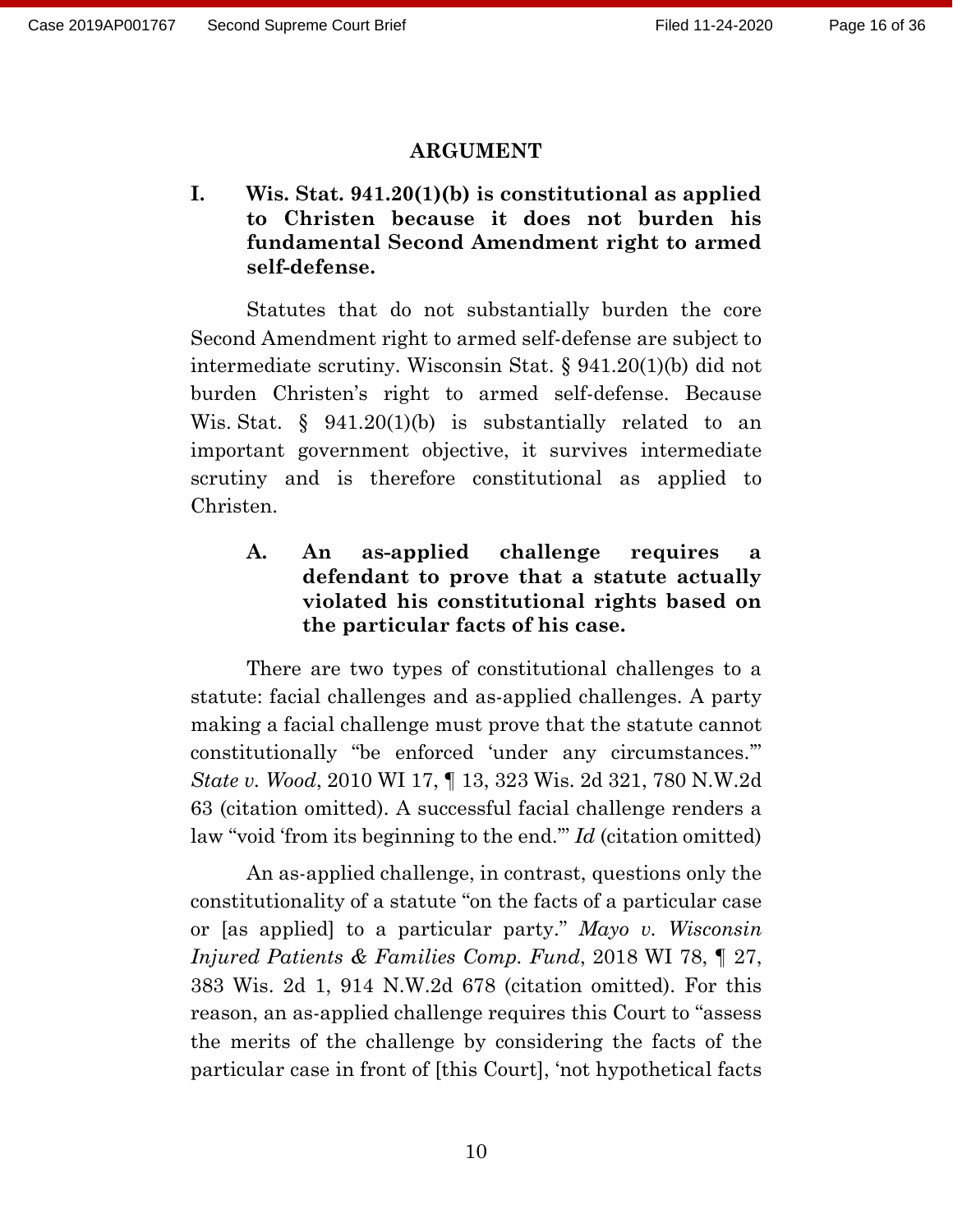## ARGUMENT

### I. Wis. Stat. 941.20(1)(b) is constitutional as applied to Christen because it does not burden his fundamental Second Amendment right to armed self-defense.

Statutes that do not substantially burden the core Second Amendment right to armed self-defense are subject to intermediate scrutiny. Wisconsin Stat. § 941.20(1)(b) did not burden Christen's right to armed self-defense. Because Wis. Stat. § 941.20(1)(b) is substantially related to an important government objective, it survives intermediate scrutiny and is therefore constitutional as applied to Christen.

#### A. An as-applied challenge requires a defendant to prove that a statute actually violated his constitutional rights based on the particular facts of his case.

There are two types of constitutional challenges to a statute: facial challenges and as-applied challenges. A party making a facial challenge must prove that the statute cannot constitutionally "be enforced 'under any circumstances.'" *State v. Wood*, 2010 WI 17, ¶ 13, 323 Wis. 2d 321, 780 N.W.2d 63 (citation omitted). A successful facial challenge renders a law "void 'from its beginning to the end.'" *Id* (citation omitted)

An as-applied challenge, in contrast, questions only the constitutionality of a statute "on the facts of a particular case or [as applied] to a particular party." *Mayo v. Wisconsin Injured Patients & Families Comp. Fund*, 2018 WI 78, ¶ 27, 383 Wis. 2d 1, 914 N.W.2d 678 (citation omitted). For this reason, an as-applied challenge requires this Court to "assess the merits of the challenge by considering the facts of the particular case in front of [this Court], 'not hypothetical facts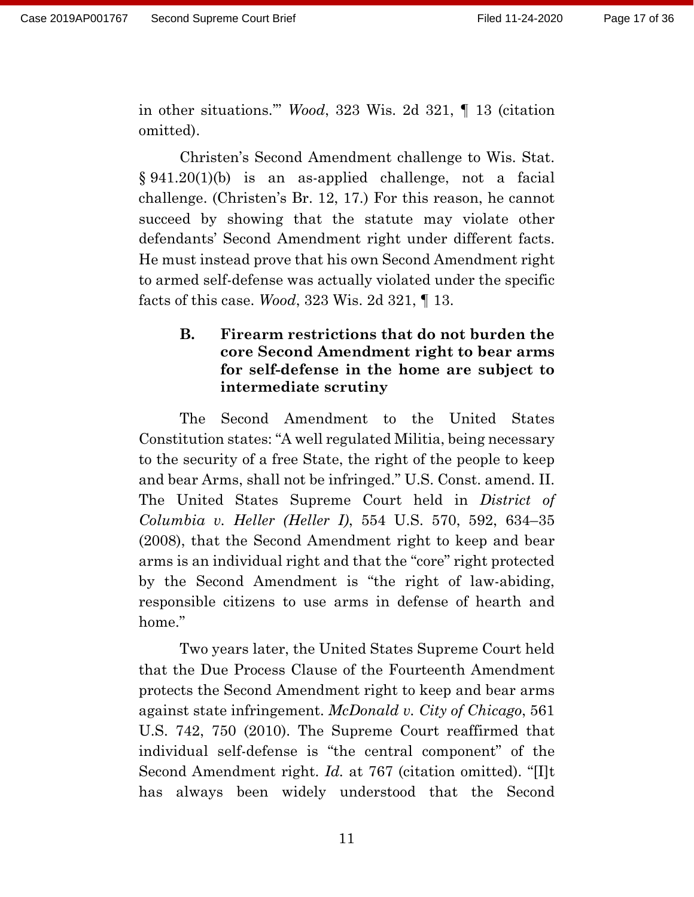in other situations.'" *Wood*, 323 Wis. 2d 321, ¶ 13 (citation omitted).

Christen's Second Amendment challenge to Wis. Stat. § 941.20(1)(b) is an as-applied challenge, not a facial challenge. (Christen's Br. 12, 17.) For this reason, he cannot succeed by showing that the statute may violate other defendants' Second Amendment right under different facts. He must instead prove that his own Second Amendment right to armed self-defense was actually violated under the specific facts of this case. *Wood*, 323 Wis. 2d 321, ¶ 13.

### B. Firearm restrictions that do not burden the core Second Amendment right to bear arms for self-defense in the home are subject to intermediate scrutiny

The Second Amendment to the United States Constitution states: "A well regulated Militia, being necessary to the security of a free State, the right of the people to keep and bear Arms, shall not be infringed." U.S. Const. amend. II. The United States Supreme Court held in *District of Columbia v. Heller (Heller I)*, 554 U.S. 570, 592, 634–35 (2008), that the Second Amendment right to keep and bear arms is an individual right and that the "core" right protected by the Second Amendment is "the right of law-abiding, responsible citizens to use arms in defense of hearth and home."

Two years later, the United States Supreme Court held that the Due Process Clause of the Fourteenth Amendment protects the Second Amendment right to keep and bear arms against state infringement. *McDonald v. City of Chicago*, 561 U.S. 742, 750 (2010). The Supreme Court reaffirmed that individual self-defense is "the central component" of the Second Amendment right. *Id.* at 767 (citation omitted). "[I]t has always been widely understood that the Second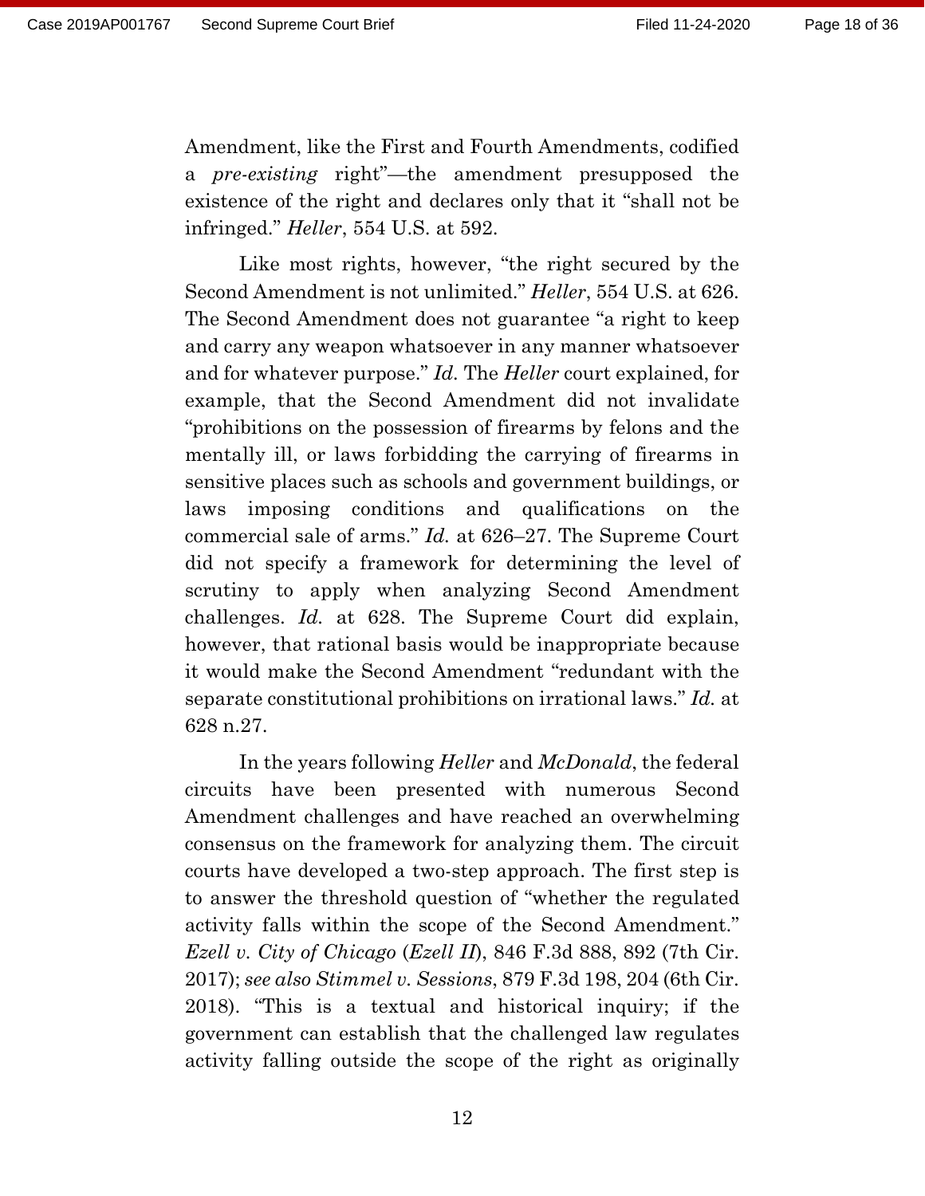Amendment, like the First and Fourth Amendments, codified a *pre-existing* right"—the amendment presupposed the existence of the right and declares only that it "shall not be infringed." *Heller*, 554 U.S. at 592.

Like most rights, however, "the right secured by the Second Amendment is not unlimited." *Heller*, 554 U.S. at 626. The Second Amendment does not guarantee "a right to keep and carry any weapon whatsoever in any manner whatsoever and for whatever purpose." *Id*. The *Heller* court explained, for example, that the Second Amendment did not invalidate "prohibitions on the possession of firearms by felons and the mentally ill, or laws forbidding the carrying of firearms in sensitive places such as schools and government buildings, or laws imposing conditions and qualifications on the commercial sale of arms." *Id.* at 626–27. The Supreme Court did not specify a framework for determining the level of scrutiny to apply when analyzing Second Amendment challenges. *Id.* at 628. The Supreme Court did explain, however, that rational basis would be inappropriate because it would make the Second Amendment "redundant with the separate constitutional prohibitions on irrational laws." *Id.* at 628 n.27.

In the years following *Heller* and *McDonald*, the federal circuits have been presented with numerous Second Amendment challenges and have reached an overwhelming consensus on the framework for analyzing them. The circuit courts have developed a two-step approach. The first step is to answer the threshold question of "whether the regulated activity falls within the scope of the Second Amendment." *Ezell v. City of Chicago* (*Ezell II*), 846 F.3d 888, 892 (7th Cir. 2017); *see also Stimmel v. Sessions*, 879 F.3d 198, 204 (6th Cir. 2018). "This is a textual and historical inquiry; if the government can establish that the challenged law regulates activity falling outside the scope of the right as originally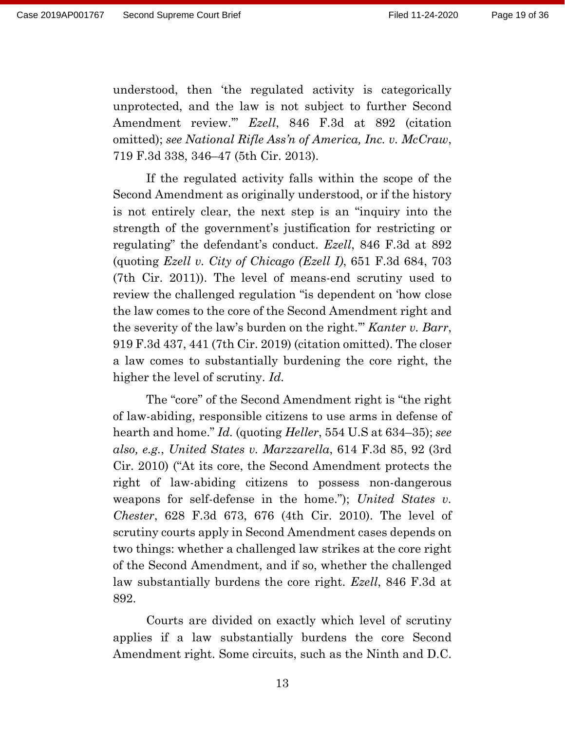understood, then 'the regulated activity is categorically unprotected, and the law is not subject to further Second Amendment review.'" *Ezell*, 846 F.3d at 892 (citation omitted); *see National Rifle Ass'n of America, Inc. v. McCraw*, 719 F.3d 338, 346–47 (5th Cir. 2013).

If the regulated activity falls within the scope of the Second Amendment as originally understood, or if the history is not entirely clear, the next step is an "inquiry into the strength of the government's justification for restricting or regulating" the defendant's conduct. *Ezell*, 846 F.3d at 892 (quoting *Ezell v. City of Chicago (Ezell I)*, 651 F.3d 684, 703 (7th Cir. 2011)). The level of means-end scrutiny used to review the challenged regulation "is dependent on 'how close the law comes to the core of the Second Amendment right and the severity of the law's burden on the right.'" *Kanter v. Barr*, 919 F.3d 437, 441 (7th Cir. 2019) (citation omitted). The closer a law comes to substantially burdening the core right, the higher the level of scrutiny. *Id.*

The "core" of the Second Amendment right is "the right of law-abiding, responsible citizens to use arms in defense of hearth and home." *Id.* (quoting *Heller*, 554 U.S at 634–35); *see also, e.g.*, *United States v. Marzzarella*, 614 F.3d 85, 92 (3rd Cir. 2010) ("At its core, the Second Amendment protects the right of law-abiding citizens to possess non-dangerous weapons for self-defense in the home."); *United States v. Chester*, 628 F.3d 673, 676 (4th Cir. 2010). The level of scrutiny courts apply in Second Amendment cases depends on two things: whether a challenged law strikes at the core right of the Second Amendment, and if so, whether the challenged law substantially burdens the core right. *Ezell*, 846 F.3d at 892.

Courts are divided on exactly which level of scrutiny applies if a law substantially burdens the core Second Amendment right. Some circuits, such as the Ninth and D.C.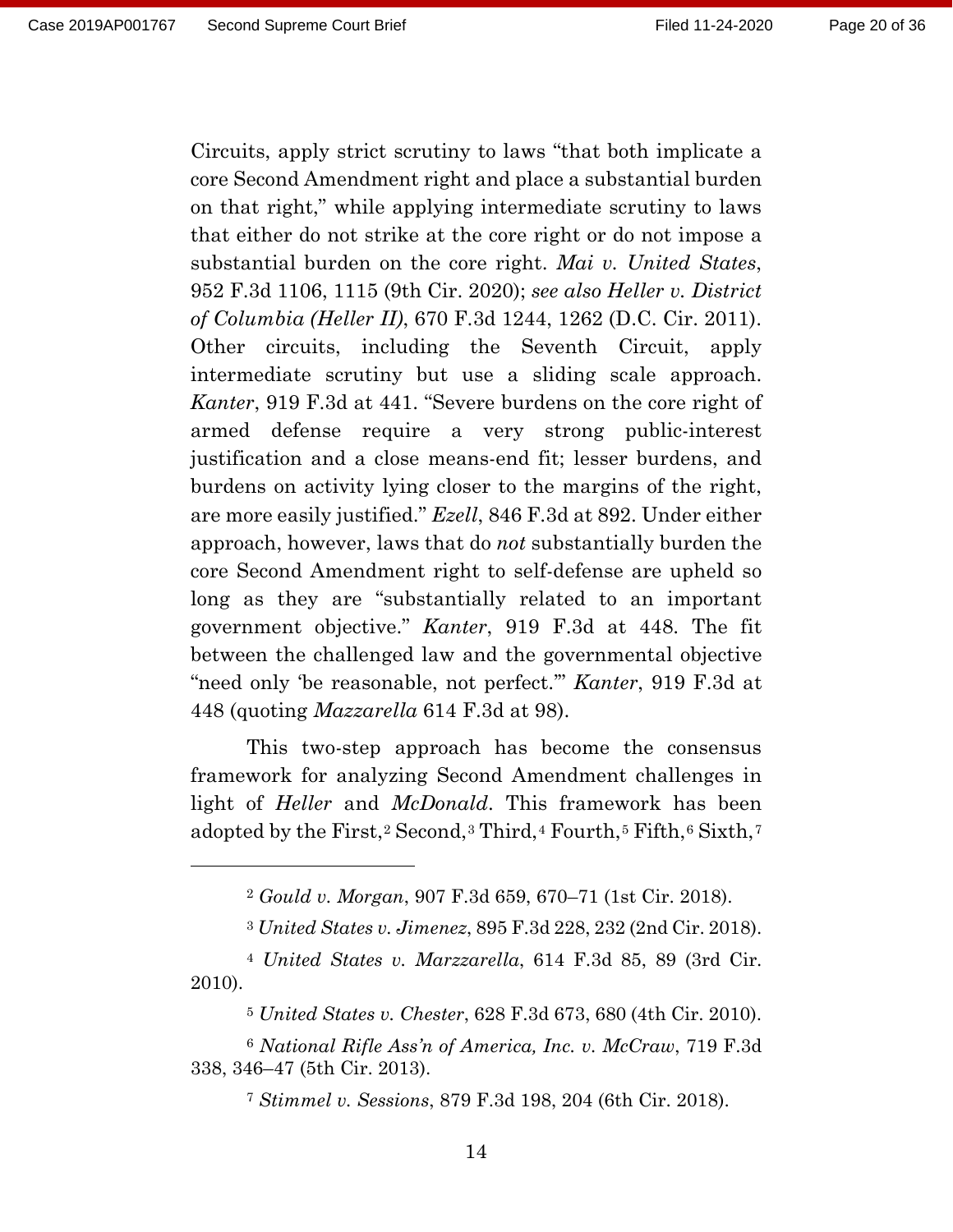Circuits, apply strict scrutiny to laws "that both implicate a core Second Amendment right and place a substantial burden on that right," while applying intermediate scrutiny to laws that either do not strike at the core right or do not impose a substantial burden on the core right. *Mai v. United States*, 952 F.3d 1106, 1115 (9th Cir. 2020); *see also Heller v. District of Columbia (Heller II)*, 670 F.3d 1244, 1262 (D.C. Cir. 2011). Other circuits, including the Seventh Circuit, apply intermediate scrutiny but use a sliding scale approach. *Kanter*, 919 F.3d at 441. "Severe burdens on the core right of armed defense require a very strong public-interest justification and a close means-end fit; lesser burdens, and burdens on activity lying closer to the margins of the right, are more easily justified." *Ezell*, 846 F.3d at 892. Under either approach, however, laws that do *not* substantially burden the core Second Amendment right to self-defense are upheld so long as they are "substantially related to an important government objective." *Kanter*, 919 F.3d at 448. The fit between the challenged law and the governmental objective "need only 'be reasonable, not perfect.'" *Kanter*, 919 F.3d at 448 (quoting *Mazzarella* 614 F.3d at 98).

This two-step approach has become the consensus framework for analyzing Second Amendment challenges in light of *Heller* and *McDonald*. This framework has been adopted by the First,[2] Second,[3] Third,[4] Fourth,[5] Fifth,[6] Sixth,[7]

---

[2] *Gould v. Morgan*, 907 F.3d 659, 670–71 (1st Cir. 2018).

[3] *United States v. Jimenez*, 895 F.3d 228, 232 (2nd Cir. 2018).

[4] *United States v. Marzzarella*, 614 F.3d 85, 89 (3rd Cir. 2010).

[5] *United States v. Chester*, 628 F.3d 673, 680 (4th Cir. 2010).

[6] *National Rifle Ass'n of America, Inc. v. McCraw*, 719 F.3d 338, 346–47 (5th Cir. 2013).

[7] *Stimmel v. Sessions*, 879 F.3d 198, 204 (6th Cir. 2018).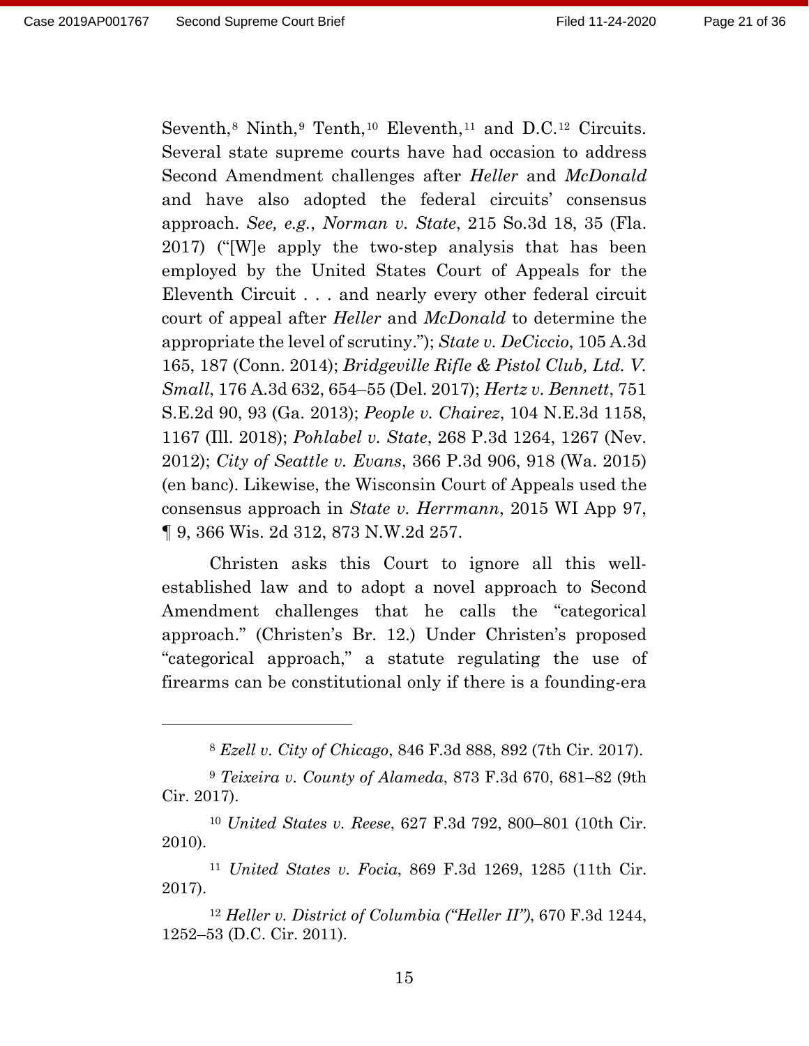Seventh,[8] Ninth,[9] Tenth,[10] Eleventh,[11] and D.C.[12] Circuits. Several state supreme courts have had occasion to address Second Amendment challenges after *Heller* and *McDonald* and have also adopted the federal circuits' consensus approach. *See, e.g.*, *Norman v. State*, 215 So.3d 18, 35 (Fla. 2017) ("[W]e apply the two-step analysis that has been employed by the United States Court of Appeals for the Eleventh Circuit . . . and nearly every other federal circuit court of appeal after *Heller* and *McDonald* to determine the appropriate the level of scrutiny."); *State v. DeCiccio*, 105 A.3d 165, 187 (Conn. 2014); *Bridgeville Rifle & Pistol Club, Ltd. V. Small*, 176 A.3d 632, 654–55 (Del. 2017); *Hertz v. Bennett*, 751 S.E.2d 90, 93 (Ga. 2013); *People v. Chairez*, 104 N.E.3d 1158, 1167 (Ill. 2018); *Pohlabel v. State*, 268 P.3d 1264, 1267 (Nev. 2012); *City of Seattle v. Evans*, 366 P.3d 906, 918 (Wa. 2015) (en banc). Likewise, the Wisconsin Court of Appeals used the consensus approach in *State v. Herrmann*, 2015 WI App 97, ¶ 9, 366 Wis. 2d 312, 873 N.W.2d 257.

Christen asks this Court to ignore all this well-established law and to adopt a novel approach to Second Amendment challenges that he calls the "categorical approach." (Christen's Br. 12.) Under Christen's proposed "categorical approach," a statute regulating the use of firearms can be constitutional only if there is a founding-era

---

[8] *Ezell v. City of Chicago*, 846 F.3d 888, 892 (7th Cir. 2017).

[9] *Teixeira v. County of Alameda*, 873 F.3d 670, 681–82 (9th Cir. 2017).

[10] *United States v. Reese*, 627 F.3d 792, 800–801 (10th Cir. 2010).

[11] *United States v. Focia*, 869 F.3d 1269, 1285 (11th Cir. 2017).

[12] *Heller v. District of Columbia ("Heller II")*, 670 F.3d 1244, 1252–53 (D.C. Cir. 2011).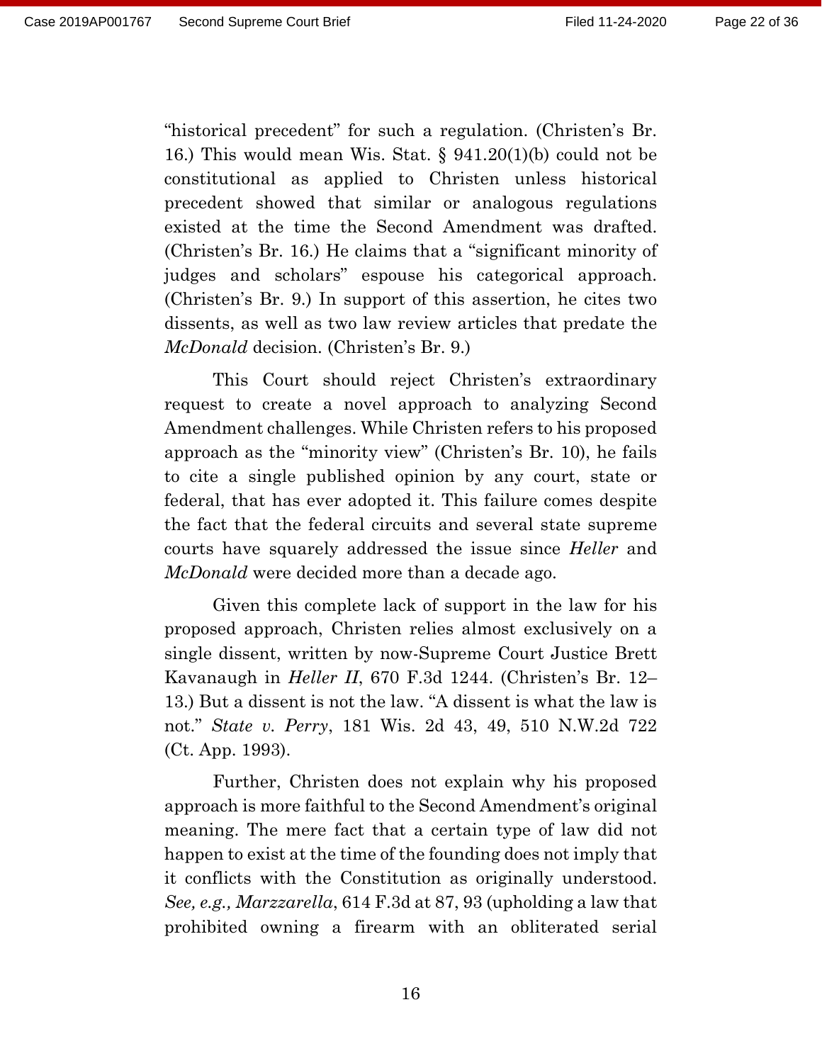"historical precedent" for such a regulation. (Christen's Br. 16.) This would mean Wis. Stat. § 941.20(1)(b) could not be constitutional as applied to Christen unless historical precedent showed that similar or analogous regulations existed at the time the Second Amendment was drafted. (Christen's Br. 16.) He claims that a "significant minority of judges and scholars" espouse his categorical approach. (Christen's Br. 9.) In support of this assertion, he cites two dissents, as well as two law review articles that predate the *McDonald* decision. (Christen's Br. 9.)

This Court should reject Christen's extraordinary request to create a novel approach to analyzing Second Amendment challenges. While Christen refers to his proposed approach as the "minority view" (Christen's Br. 10), he fails to cite a single published opinion by any court, state or federal, that has ever adopted it. This failure comes despite the fact that the federal circuits and several state supreme courts have squarely addressed the issue since *Heller* and *McDonald* were decided more than a decade ago.

Given this complete lack of support in the law for his proposed approach, Christen relies almost exclusively on a single dissent, written by now-Supreme Court Justice Brett Kavanaugh in *Heller II*, 670 F.3d 1244. (Christen's Br. 12–13.) But a dissent is not the law. "A dissent is what the law is not." *State v. Perry*, 181 Wis. 2d 43, 49, 510 N.W.2d 722 (Ct. App. 1993).

Further, Christen does not explain why his proposed approach is more faithful to the Second Amendment's original meaning. The mere fact that a certain type of law did not happen to exist at the time of the founding does not imply that it conflicts with the Constitution as originally understood. *See, e.g., Marzzarella*, 614 F.3d at 87, 93 (upholding a law that prohibited owning a firearm with an obliterated serial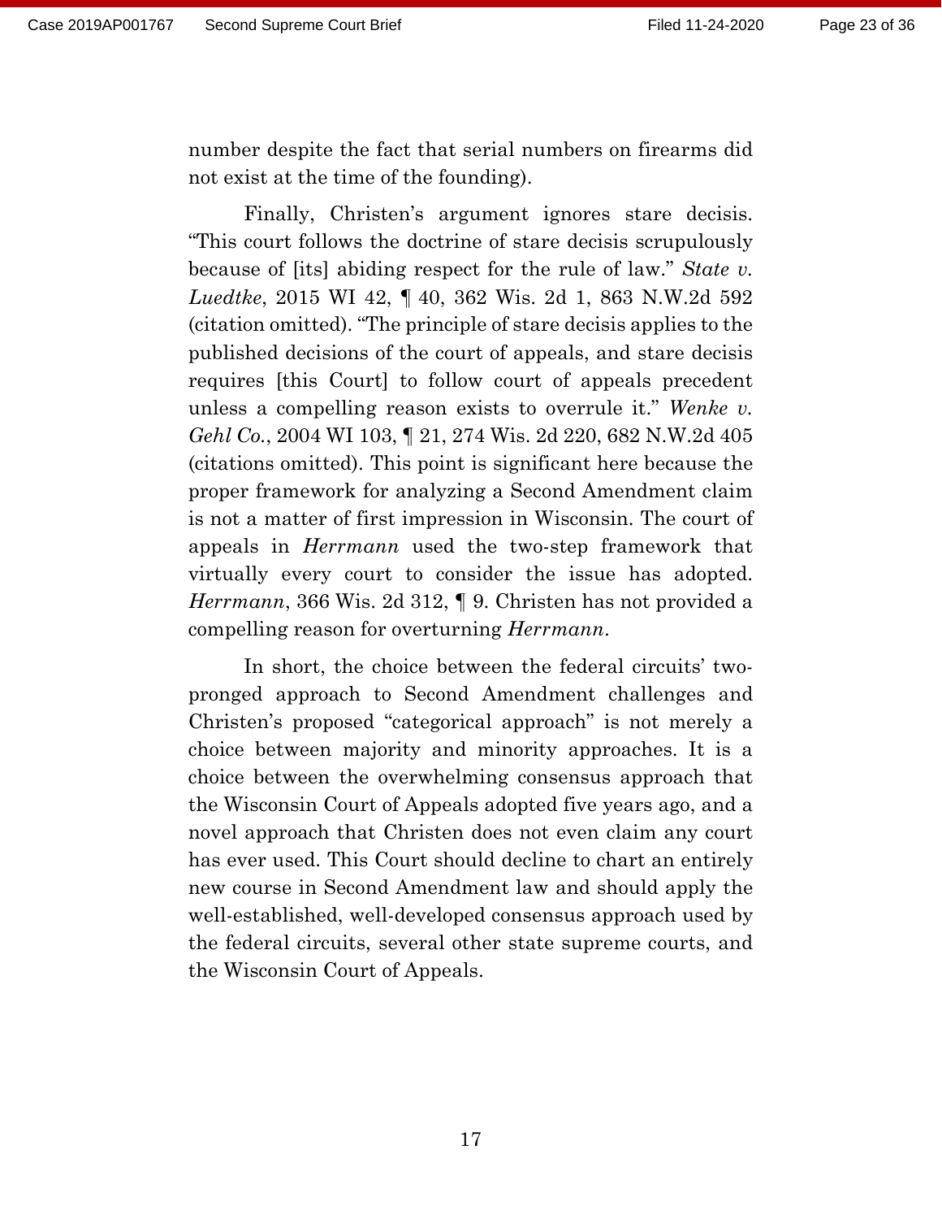number despite the fact that serial numbers on firearms did not exist at the time of the founding).

Finally, Christen's argument ignores stare decisis. "This court follows the doctrine of stare decisis scrupulously because of [its] abiding respect for the rule of law." *State v. Luedtke*, 2015 WI 42, ¶ 40, 362 Wis. 2d 1, 863 N.W.2d 592 (citation omitted). "The principle of stare decisis applies to the published decisions of the court of appeals, and stare decisis requires [this Court] to follow court of appeals precedent unless a compelling reason exists to overrule it." *Wenke v. Gehl Co.*, 2004 WI 103, ¶ 21, 274 Wis. 2d 220, 682 N.W.2d 405 (citations omitted). This point is significant here because the proper framework for analyzing a Second Amendment claim is not a matter of first impression in Wisconsin. The court of appeals in *Herrmann* used the two-step framework that virtually every court to consider the issue has adopted. *Herrmann*, 366 Wis. 2d 312, ¶ 9. Christen has not provided a compelling reason for overturning *Herrmann*.

In short, the choice between the federal circuits' two-pronged approach to Second Amendment challenges and Christen's proposed "categorical approach" is not merely a choice between majority and minority approaches. It is a choice between the overwhelming consensus approach that the Wisconsin Court of Appeals adopted five years ago, and a novel approach that Christen does not even claim any court has ever used. This Court should decline to chart an entirely new course in Second Amendment law and should apply the well-established, well-developed consensus approach used by the federal circuits, several other state supreme courts, and the Wisconsin Court of Appeals.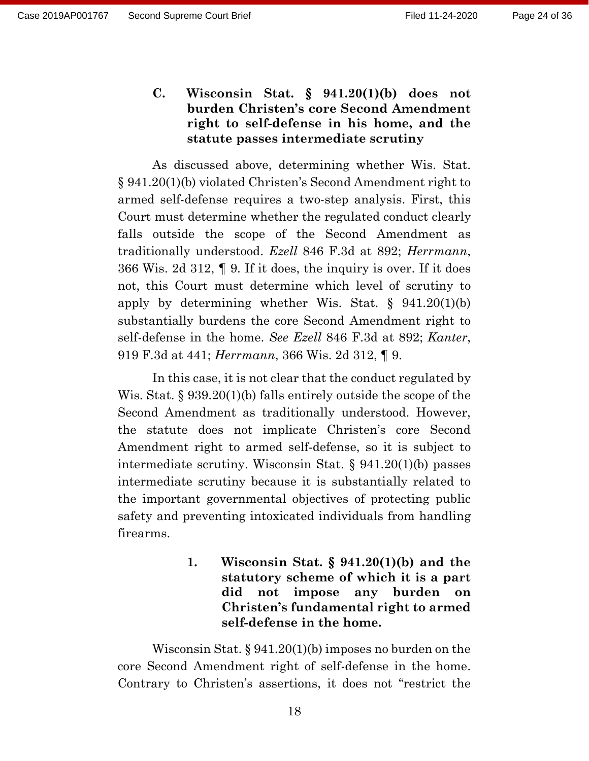### C. Wisconsin Stat. § 941.20(1)(b) does not burden Christen's core Second Amendment right to self-defense in his home, and the statute passes intermediate scrutiny

As discussed above, determining whether Wis. Stat. § 941.20(1)(b) violated Christen's Second Amendment right to armed self-defense requires a two-step analysis. First, this Court must determine whether the regulated conduct clearly falls outside the scope of the Second Amendment as traditionally understood. *Ezell* 846 F.3d at 892; *Herrmann*, 366 Wis. 2d 312, ¶ 9. If it does, the inquiry is over. If it does not, this Court must determine which level of scrutiny to apply by determining whether Wis. Stat. § 941.20(1)(b) substantially burdens the core Second Amendment right to self-defense in the home. *See Ezell* 846 F.3d at 892; *Kanter*, 919 F.3d at 441; *Herrmann*, 366 Wis. 2d 312, ¶ 9.

In this case, it is not clear that the conduct regulated by Wis. Stat. § 939.20(1)(b) falls entirely outside the scope of the Second Amendment as traditionally understood. However, the statute does not implicate Christen's core Second Amendment right to armed self-defense, so it is subject to intermediate scrutiny. Wisconsin Stat. § 941.20(1)(b) passes intermediate scrutiny because it is substantially related to the important governmental objectives of protecting public safety and preventing intoxicated individuals from handling firearms.

#### 1. Wisconsin Stat. § 941.20(1)(b) and the statutory scheme of which it is a part did not impose any burden on Christen's fundamental right to armed self-defense in the home.

Wisconsin Stat. § 941.20(1)(b) imposes no burden on the core Second Amendment right of self-defense in the home. Contrary to Christen's assertions, it does not "restrict the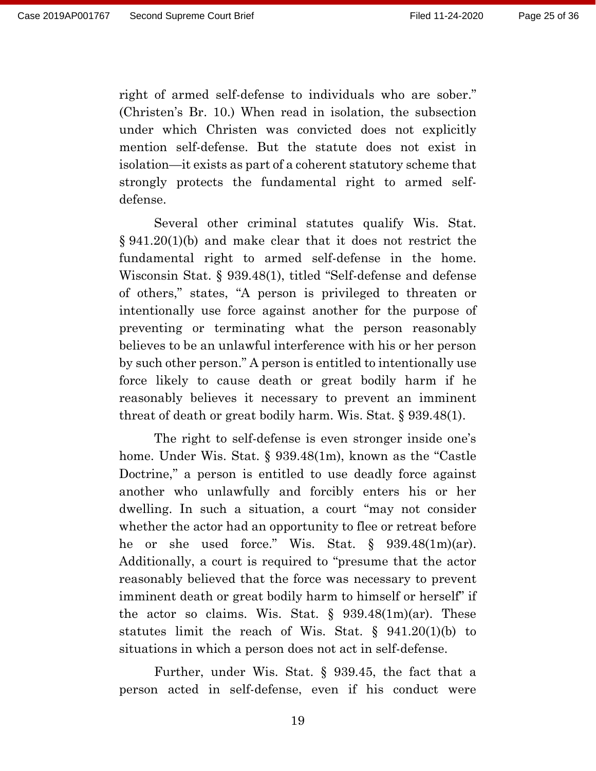right of armed self-defense to individuals who are sober." (Christen's Br. 10.) When read in isolation, the subsection under which Christen was convicted does not explicitly mention self-defense. But the statute does not exist in isolation—it exists as part of a coherent statutory scheme that strongly protects the fundamental right to armed self-defense.

Several other criminal statutes qualify Wis. Stat. § 941.20(1)(b) and make clear that it does not restrict the fundamental right to armed self-defense in the home. Wisconsin Stat. § 939.48(1), titled "Self-defense and defense of others," states, "A person is privileged to threaten or intentionally use force against another for the purpose of preventing or terminating what the person reasonably believes to be an unlawful interference with his or her person by such other person." A person is entitled to intentionally use force likely to cause death or great bodily harm if he reasonably believes it necessary to prevent an imminent threat of death or great bodily harm. Wis. Stat. § 939.48(1).

The right to self-defense is even stronger inside one's home. Under Wis. Stat. § 939.48(1m), known as the "Castle Doctrine," a person is entitled to use deadly force against another who unlawfully and forcibly enters his or her dwelling. In such a situation, a court "may not consider whether the actor had an opportunity to flee or retreat before he or she used force." Wis. Stat. § 939.48(1m)(ar). Additionally, a court is required to "presume that the actor reasonably believed that the force was necessary to prevent imminent death or great bodily harm to himself or herself" if the actor so claims. Wis. Stat. § 939.48(1m)(ar). These statutes limit the reach of Wis. Stat. § 941.20(1)(b) to situations in which a person does not act in self-defense.

Further, under Wis. Stat. § 939.45, the fact that a person acted in self-defense, even if his conduct were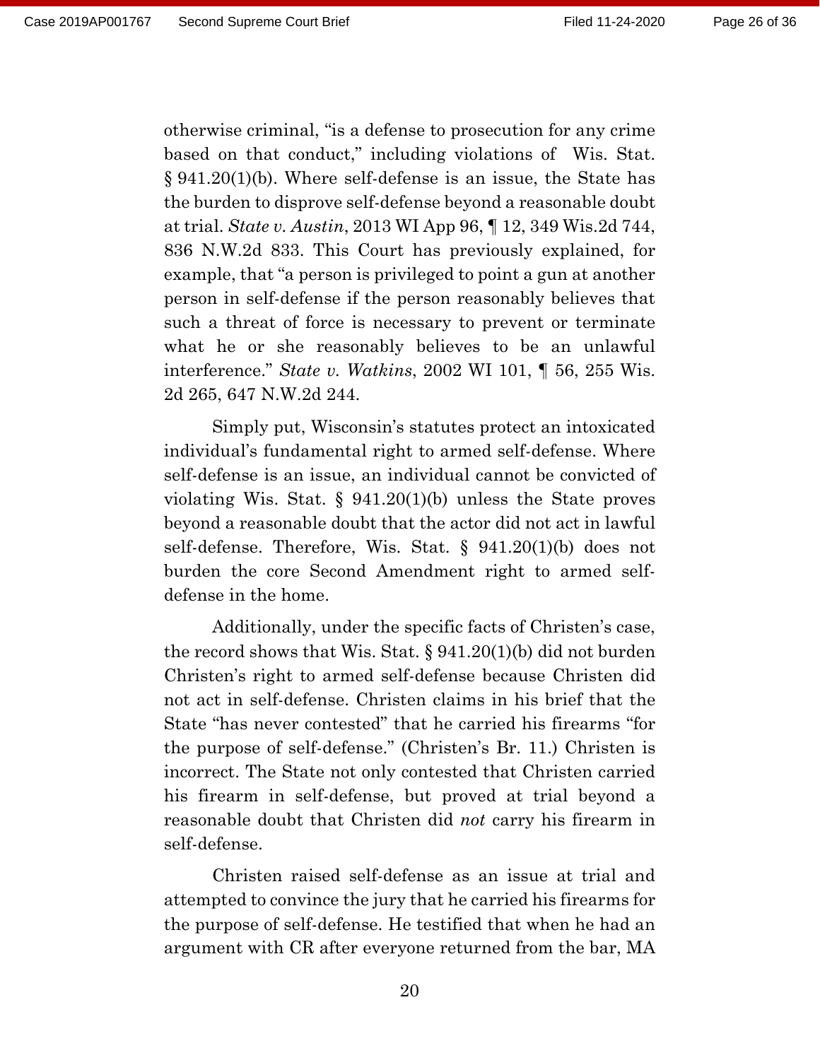otherwise criminal, "is a defense to prosecution for any crime based on that conduct," including violations of Wis. Stat. § 941.20(1)(b). Where self-defense is an issue, the State has the burden to disprove self-defense beyond a reasonable doubt at trial. *State v. Austin*, 2013 WI App 96, ¶ 12, 349 Wis.2d 744, 836 N.W.2d 833. This Court has previously explained, for example, that "a person is privileged to point a gun at another person in self-defense if the person reasonably believes that such a threat of force is necessary to prevent or terminate what he or she reasonably believes to be an unlawful interference." *State v. Watkins*, 2002 WI 101, ¶ 56, 255 Wis. 2d 265, 647 N.W.2d 244.

Simply put, Wisconsin's statutes protect an intoxicated individual's fundamental right to armed self-defense. Where self-defense is an issue, an individual cannot be convicted of violating Wis. Stat. § 941.20(1)(b) unless the State proves beyond a reasonable doubt that the actor did not act in lawful self-defense. Therefore, Wis. Stat. § 941.20(1)(b) does not burden the core Second Amendment right to armed self-defense in the home.

Additionally, under the specific facts of Christen's case, the record shows that Wis. Stat. § 941.20(1)(b) did not burden Christen's right to armed self-defense because Christen did not act in self-defense. Christen claims in his brief that the State "has never contested" that he carried his firearms "for the purpose of self-defense." (Christen's Br. 11.) Christen is incorrect. The State not only contested that Christen carried his firearm in self-defense, but proved at trial beyond a reasonable doubt that Christen did *not* carry his firearm in self-defense.

Christen raised self-defense as an issue at trial and attempted to convince the jury that he carried his firearms for the purpose of self-defense. He testified that when he had an argument with CR after everyone returned from the bar, MA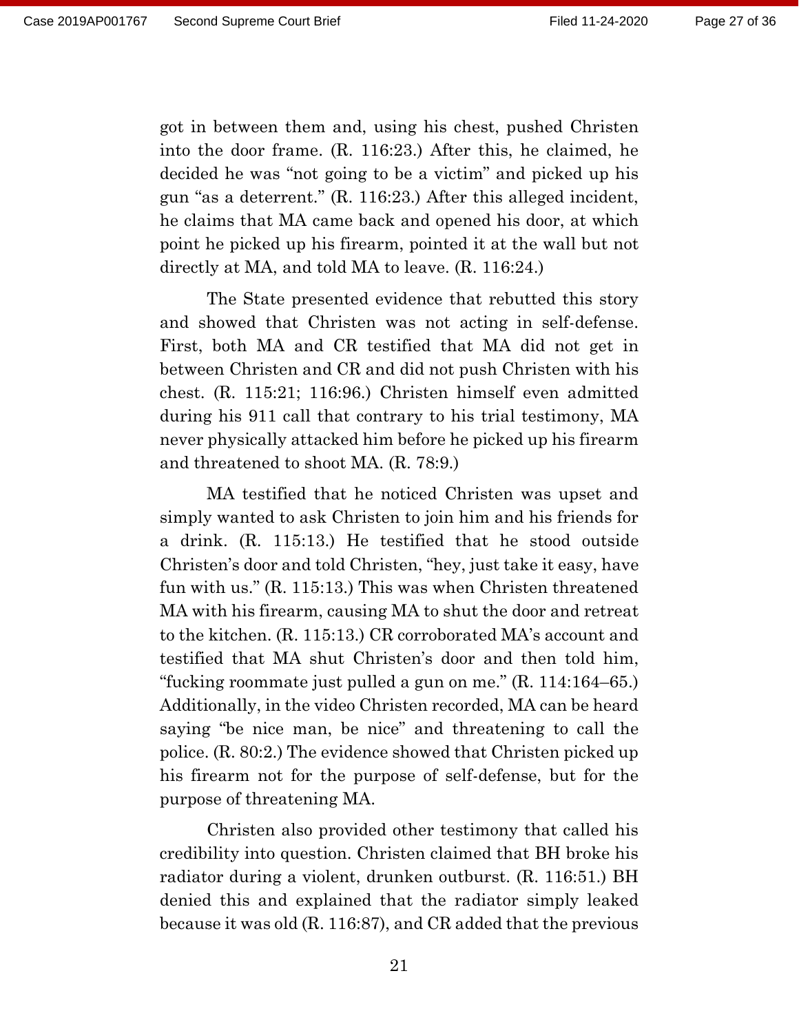got in between them and, using his chest, pushed Christen into the door frame. (R. 116:23.) After this, he claimed, he decided he was "not going to be a victim" and picked up his gun "as a deterrent." (R. 116:23.) After this alleged incident, he claims that MA came back and opened his door, at which point he picked up his firearm, pointed it at the wall but not directly at MA, and told MA to leave. (R. 116:24.)

The State presented evidence that rebutted this story and showed that Christen was not acting in self-defense. First, both MA and CR testified that MA did not get in between Christen and CR and did not push Christen with his chest. (R. 115:21; 116:96.) Christen himself even admitted during his 911 call that contrary to his trial testimony, MA never physically attacked him before he picked up his firearm and threatened to shoot MA. (R. 78:9.)

MA testified that he noticed Christen was upset and simply wanted to ask Christen to join him and his friends for a drink. (R. 115:13.) He testified that he stood outside Christen's door and told Christen, "hey, just take it easy, have fun with us." (R. 115:13.) This was when Christen threatened MA with his firearm, causing MA to shut the door and retreat to the kitchen. (R. 115:13.) CR corroborated MA's account and testified that MA shut Christen's door and then told him, "fucking roommate just pulled a gun on me." (R. 114:164–65.) Additionally, in the video Christen recorded, MA can be heard saying "be nice man, be nice" and threatening to call the police. (R. 80:2.) The evidence showed that Christen picked up his firearm not for the purpose of self-defense, but for the purpose of threatening MA.

Christen also provided other testimony that called his credibility into question. Christen claimed that BH broke his radiator during a violent, drunken outburst. (R. 116:51.) BH denied this and explained that the radiator simply leaked because it was old (R. 116:87), and CR added that the previous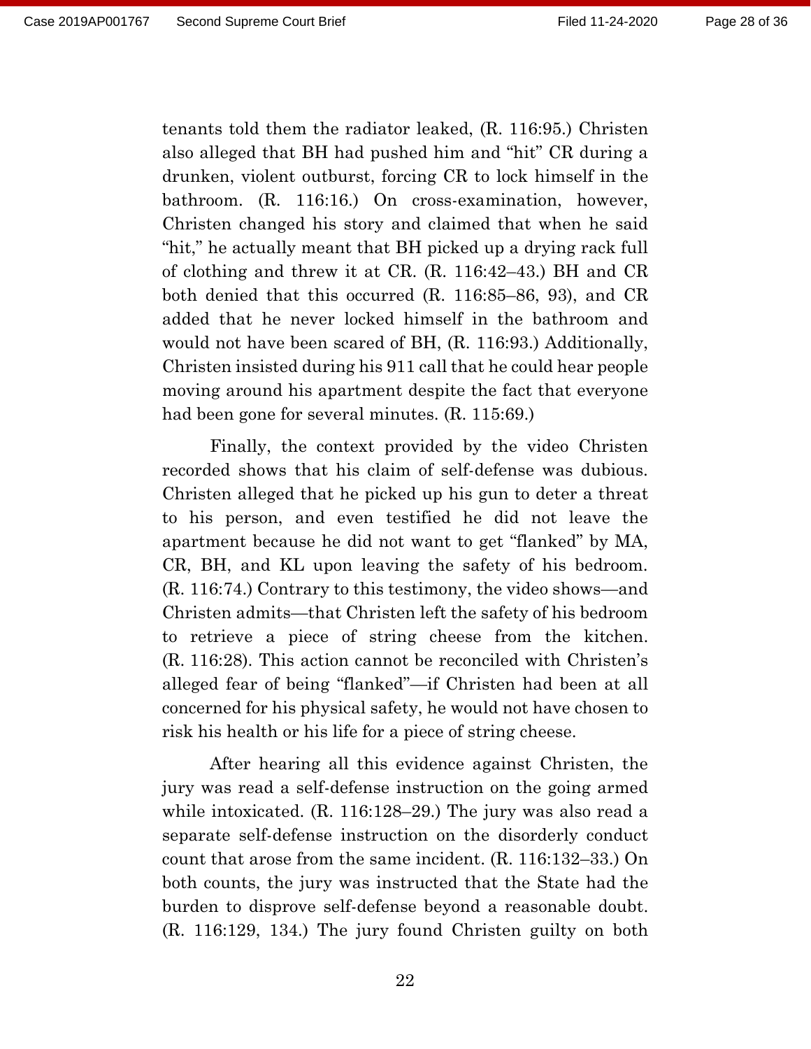tenants told them the radiator leaked, (R. 116:95.) Christen also alleged that BH had pushed him and "hit" CR during a drunken, violent outburst, forcing CR to lock himself in the bathroom. (R. 116:16.) On cross-examination, however, Christen changed his story and claimed that when he said "hit," he actually meant that BH picked up a drying rack full of clothing and threw it at CR. (R. 116:42–43.) BH and CR both denied that this occurred (R. 116:85–86, 93), and CR added that he never locked himself in the bathroom and would not have been scared of BH, (R. 116:93.) Additionally, Christen insisted during his 911 call that he could hear people moving around his apartment despite the fact that everyone had been gone for several minutes. (R. 115:69.)

Finally, the context provided by the video Christen recorded shows that his claim of self-defense was dubious. Christen alleged that he picked up his gun to deter a threat to his person, and even testified he did not leave the apartment because he did not want to get "flanked" by MA, CR, BH, and KL upon leaving the safety of his bedroom. (R. 116:74.) Contrary to this testimony, the video shows—and Christen admits—that Christen left the safety of his bedroom to retrieve a piece of string cheese from the kitchen. (R. 116:28). This action cannot be reconciled with Christen's alleged fear of being "flanked"—if Christen had been at all concerned for his physical safety, he would not have chosen to risk his health or his life for a piece of string cheese.

After hearing all this evidence against Christen, the jury was read a self-defense instruction on the going armed while intoxicated. (R. 116:128–29.) The jury was also read a separate self-defense instruction on the disorderly conduct count that arose from the same incident. (R. 116:132–33.) On both counts, the jury was instructed that the State had the burden to disprove self-defense beyond a reasonable doubt. (R. 116:129, 134.) The jury found Christen guilty on both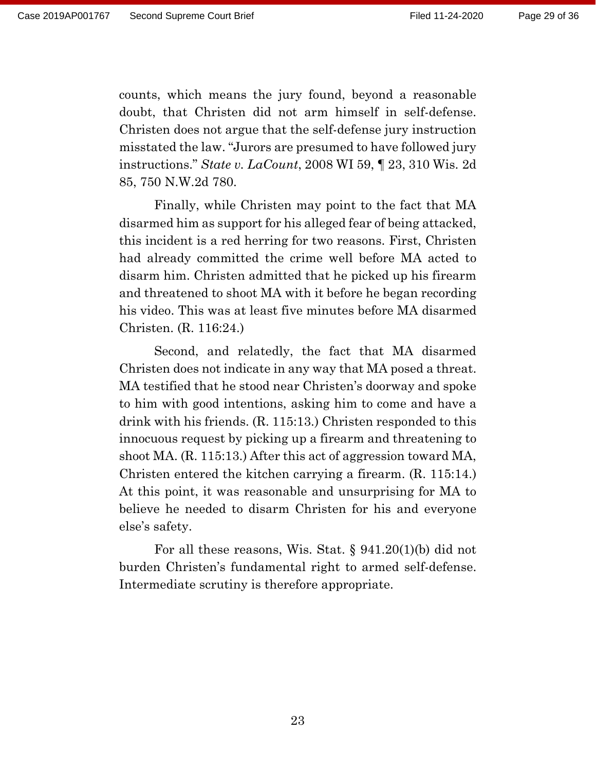counts, which means the jury found, beyond a reasonable doubt, that Christen did not arm himself in self-defense. Christen does not argue that the self-defense jury instruction misstated the law. "Jurors are presumed to have followed jury instructions." *State v. LaCount*, 2008 WI 59, ¶ 23, 310 Wis. 2d 85, 750 N.W.2d 780.

Finally, while Christen may point to the fact that MA disarmed him as support for his alleged fear of being attacked, this incident is a red herring for two reasons. First, Christen had already committed the crime well before MA acted to disarm him. Christen admitted that he picked up his firearm and threatened to shoot MA with it before he began recording his video. This was at least five minutes before MA disarmed Christen. (R. 116:24.)

Second, and relatedly, the fact that MA disarmed Christen does not indicate in any way that MA posed a threat. MA testified that he stood near Christen's doorway and spoke to him with good intentions, asking him to come and have a drink with his friends. (R. 115:13.) Christen responded to this innocuous request by picking up a firearm and threatening to shoot MA. (R. 115:13.) After this act of aggression toward MA, Christen entered the kitchen carrying a firearm. (R. 115:14.) At this point, it was reasonable and unsurprising for MA to believe he needed to disarm Christen for his and everyone else's safety.

For all these reasons, Wis. Stat. § 941.20(1)(b) did not burden Christen's fundamental right to armed self-defense. Intermediate scrutiny is therefore appropriate.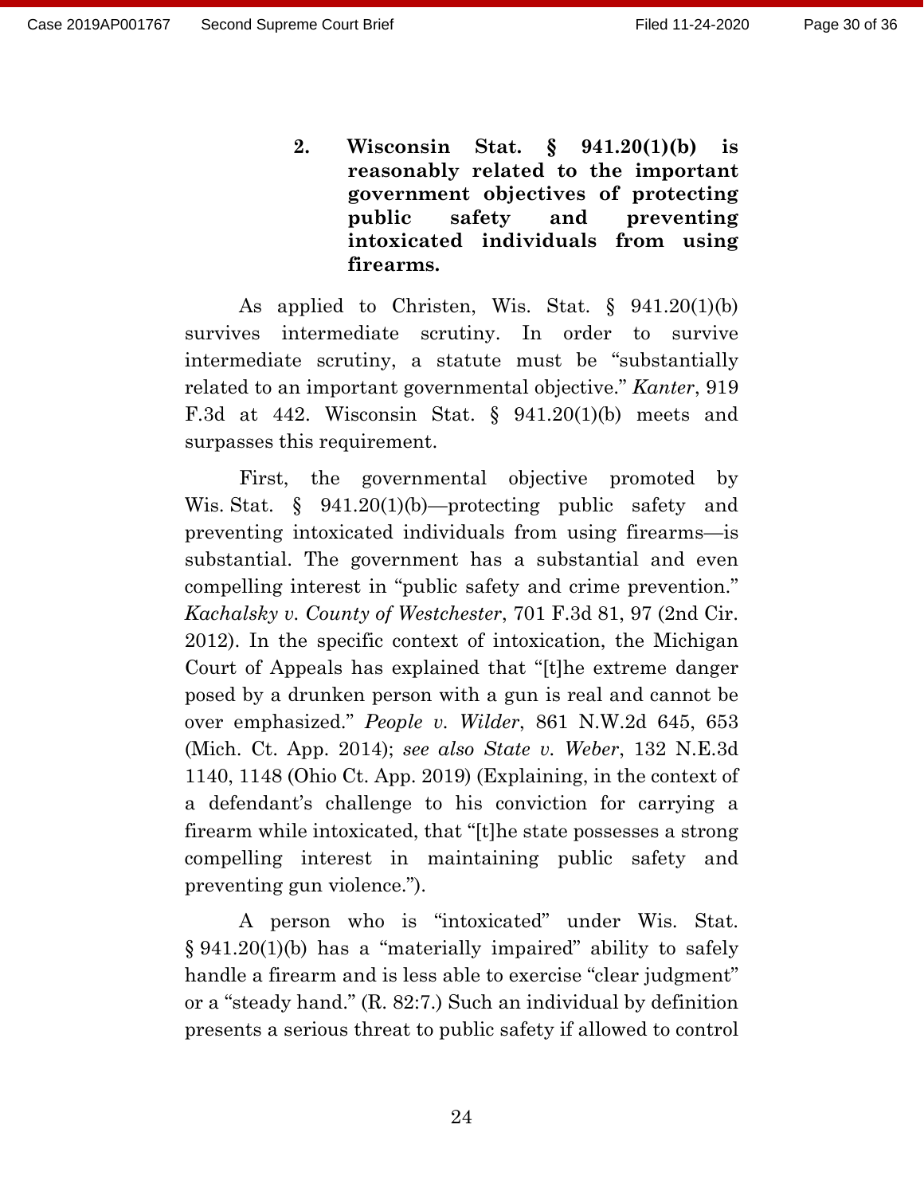**2. Wisconsin Stat. § 941.20(1)(b) is reasonably related to the important government objectives of protecting public safety and preventing intoxicated individuals from using firearms.**

As applied to Christen, Wis. Stat. § 941.20(1)(b) survives intermediate scrutiny. In order to survive intermediate scrutiny, a statute must be "substantially related to an important governmental objective." *Kanter*, 919 F.3d at 442. Wisconsin Stat. § 941.20(1)(b) meets and surpasses this requirement.

First, the governmental objective promoted by Wis. Stat. § 941.20(1)(b)—protecting public safety and preventing intoxicated individuals from using firearms—is substantial. The government has a substantial and even compelling interest in "public safety and crime prevention." *Kachalsky v. County of Westchester*, 701 F.3d 81, 97 (2nd Cir. 2012). In the specific context of intoxication, the Michigan Court of Appeals has explained that "[t]he extreme danger posed by a drunken person with a gun is real and cannot be over emphasized." *People v. Wilder*, 861 N.W.2d 645, 653 (Mich. Ct. App. 2014); *see also State v. Weber*, 132 N.E.3d 1140, 1148 (Ohio Ct. App. 2019) (Explaining, in the context of a defendant's challenge to his conviction for carrying a firearm while intoxicated, that "[t]he state possesses a strong compelling interest in maintaining public safety and preventing gun violence.").

A person who is "intoxicated" under Wis. Stat. § 941.20(1)(b) has a "materially impaired" ability to safely handle a firearm and is less able to exercise "clear judgment" or a "steady hand." (R. 82:7.) Such an individual by definition presents a serious threat to public safety if allowed to control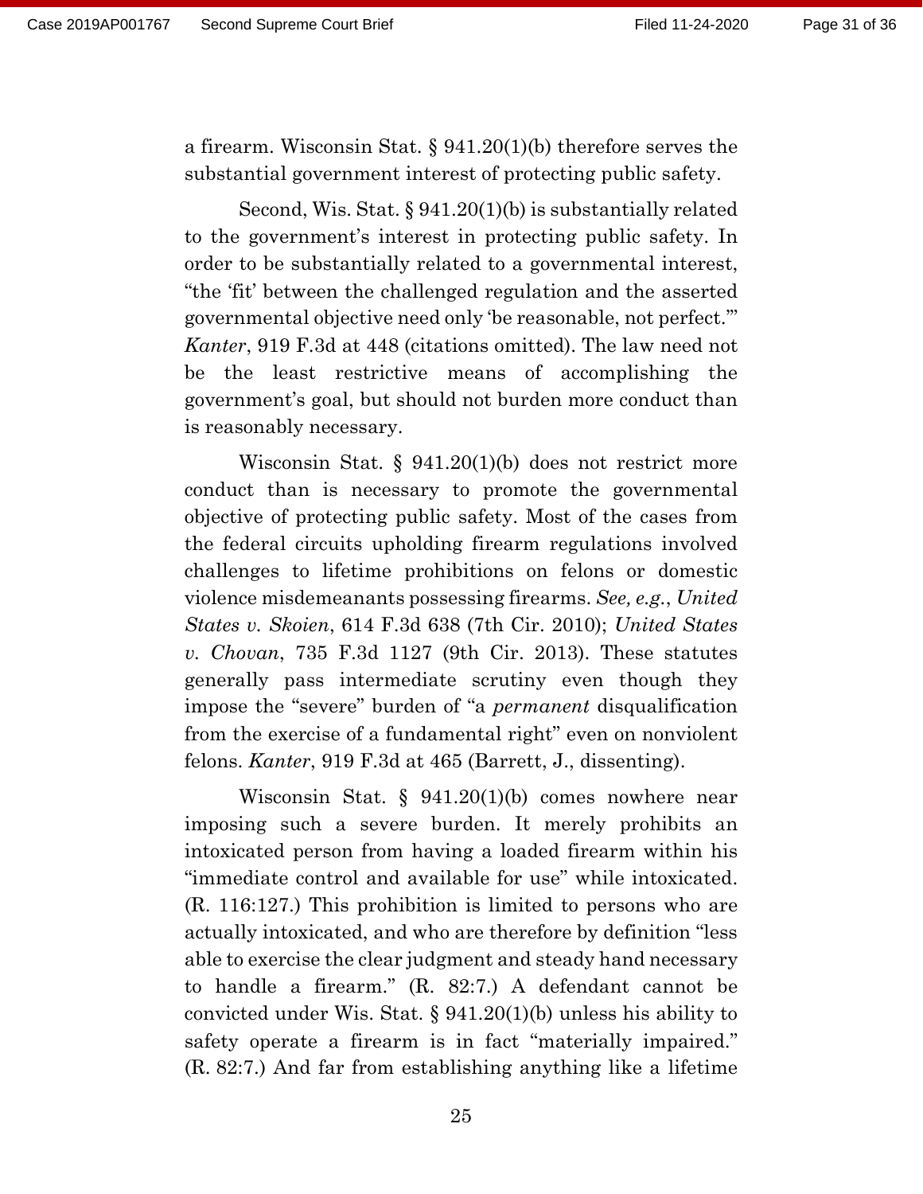a firearm. Wisconsin Stat. § 941.20(1)(b) therefore serves the substantial government interest of protecting public safety.

Second, Wis. Stat. § 941.20(1)(b) is substantially related to the government's interest in protecting public safety. In order to be substantially related to a governmental interest, "the 'fit' between the challenged regulation and the asserted governmental objective need only 'be reasonable, not perfect.'" *Kanter*, 919 F.3d at 448 (citations omitted). The law need not be the least restrictive means of accomplishing the government's goal, but should not burden more conduct than is reasonably necessary.

Wisconsin Stat. § 941.20(1)(b) does not restrict more conduct than is necessary to promote the governmental objective of protecting public safety. Most of the cases from the federal circuits upholding firearm regulations involved challenges to lifetime prohibitions on felons or domestic violence misdemeanants possessing firearms. *See, e.g.*, *United States v. Skoien*, 614 F.3d 638 (7th Cir. 2010); *United States v. Chovan*, 735 F.3d 1127 (9th Cir. 2013). These statutes generally pass intermediate scrutiny even though they impose the "severe" burden of "a *permanent* disqualification from the exercise of a fundamental right" even on nonviolent felons. *Kanter*, 919 F.3d at 465 (Barrett, J., dissenting).

Wisconsin Stat. § 941.20(1)(b) comes nowhere near imposing such a severe burden. It merely prohibits an intoxicated person from having a loaded firearm within his "immediate control and available for use" while intoxicated. (R. 116:127.) This prohibition is limited to persons who are actually intoxicated, and who are therefore by definition "less able to exercise the clear judgment and steady hand necessary to handle a firearm." (R. 82:7.) A defendant cannot be convicted under Wis. Stat. § 941.20(1)(b) unless his ability to safety operate a firearm is in fact "materially impaired." (R. 82:7.) And far from establishing anything like a lifetime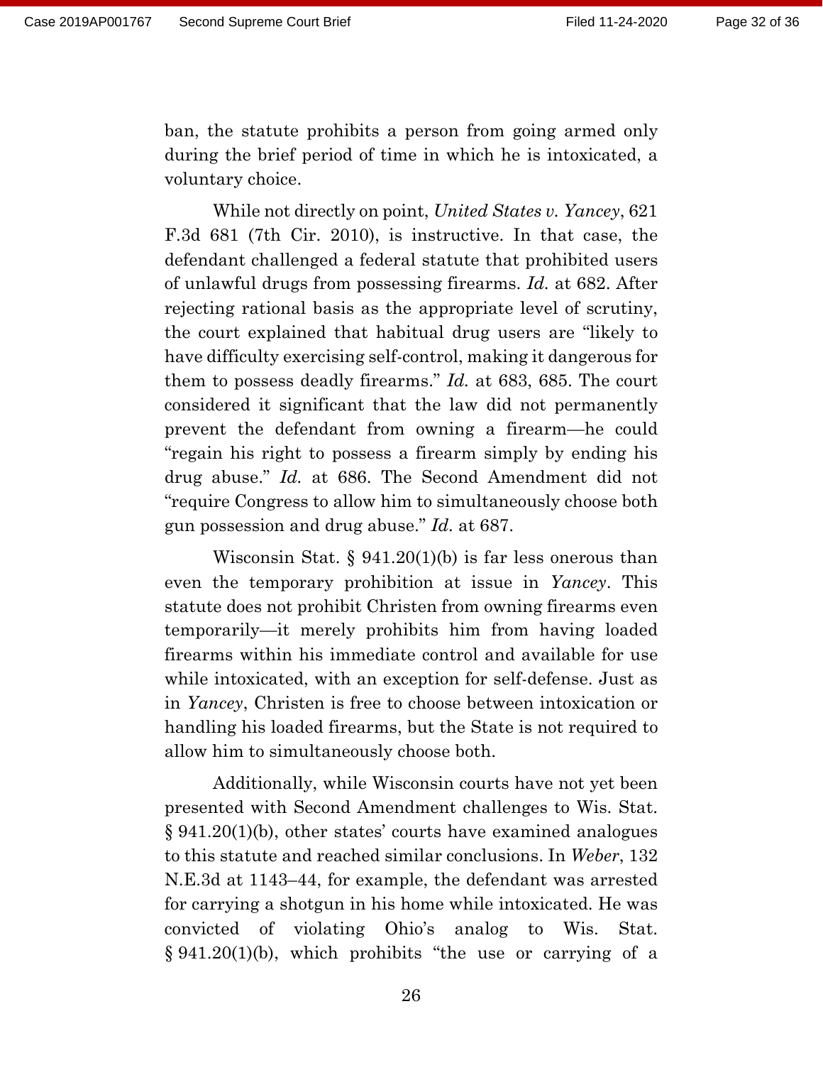ban, the statute prohibits a person from going armed only during the brief period of time in which he is intoxicated, a voluntary choice.

While not directly on point, *United States v. Yancey*, 621 F.3d 681 (7th Cir. 2010), is instructive. In that case, the defendant challenged a federal statute that prohibited users of unlawful drugs from possessing firearms. *Id.* at 682. After rejecting rational basis as the appropriate level of scrutiny, the court explained that habitual drug users are "likely to have difficulty exercising self-control, making it dangerous for them to possess deadly firearms." *Id.* at 683, 685. The court considered it significant that the law did not permanently prevent the defendant from owning a firearm—he could "regain his right to possess a firearm simply by ending his drug abuse." *Id.* at 686. The Second Amendment did not "require Congress to allow him to simultaneously choose both gun possession and drug abuse." *Id.* at 687.

Wisconsin Stat. § 941.20(1)(b) is far less onerous than even the temporary prohibition at issue in *Yancey*. This statute does not prohibit Christen from owning firearms even temporarily—it merely prohibits him from having loaded firearms within his immediate control and available for use while intoxicated, with an exception for self-defense. Just as in *Yancey*, Christen is free to choose between intoxication or handling his loaded firearms, but the State is not required to allow him to simultaneously choose both.

Additionally, while Wisconsin courts have not yet been presented with Second Amendment challenges to Wis. Stat. § 941.20(1)(b), other states' courts have examined analogues to this statute and reached similar conclusions. In *Weber*, 132 N.E.3d at 1143–44, for example, the defendant was arrested for carrying a shotgun in his home while intoxicated. He was convicted of violating Ohio's analog to Wis. Stat. § 941.20(1)(b), which prohibits "the use or carrying of a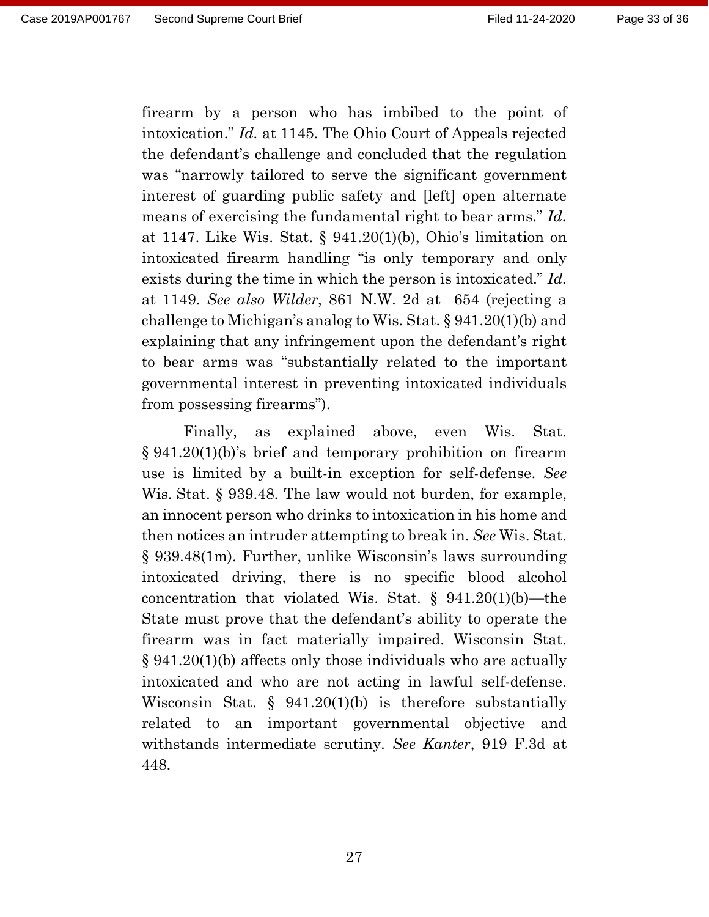firearm by a person who has imbibed to the point of intoxication." *Id.* at 1145. The Ohio Court of Appeals rejected the defendant's challenge and concluded that the regulation was "narrowly tailored to serve the significant government interest of guarding public safety and [left] open alternate means of exercising the fundamental right to bear arms." *Id.* at 1147. Like Wis. Stat. § 941.20(1)(b), Ohio's limitation on intoxicated firearm handling "is only temporary and only exists during the time in which the person is intoxicated." *Id.* at 1149. *See also Wilder*, 861 N.W. 2d at 654 (rejecting a challenge to Michigan's analog to Wis. Stat. § 941.20(1)(b) and explaining that any infringement upon the defendant's right to bear arms was "substantially related to the important governmental interest in preventing intoxicated individuals from possessing firearms").

Finally, as explained above, even Wis. Stat. § 941.20(1)(b)'s brief and temporary prohibition on firearm use is limited by a built-in exception for self-defense. *See* Wis. Stat. § 939.48. The law would not burden, for example, an innocent person who drinks to intoxication in his home and then notices an intruder attempting to break in. *See* Wis. Stat. § 939.48(1m). Further, unlike Wisconsin's laws surrounding intoxicated driving, there is no specific blood alcohol concentration that violated Wis. Stat. § 941.20(1)(b)—the State must prove that the defendant's ability to operate the firearm was in fact materially impaired. Wisconsin Stat. § 941.20(1)(b) affects only those individuals who are actually intoxicated and who are not acting in lawful self-defense. Wisconsin Stat. § 941.20(1)(b) is therefore substantially related to an important governmental objective and withstands intermediate scrutiny. *See Kanter*, 919 F.3d at 448.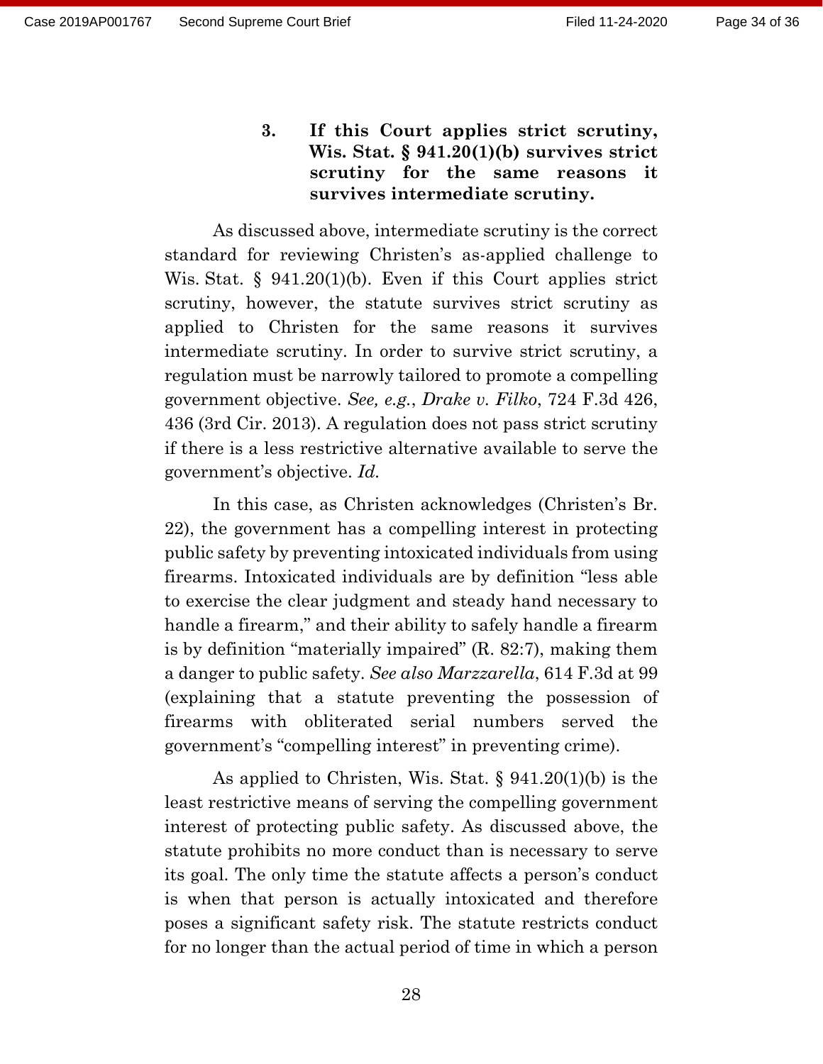### 3. If this Court applies strict scrutiny, Wis. Stat. § 941.20(1)(b) survives strict scrutiny for the same reasons it survives intermediate scrutiny.

As discussed above, intermediate scrutiny is the correct standard for reviewing Christen's as-applied challenge to Wis. Stat. § 941.20(1)(b). Even if this Court applies strict scrutiny, however, the statute survives strict scrutiny as applied to Christen for the same reasons it survives intermediate scrutiny. In order to survive strict scrutiny, a regulation must be narrowly tailored to promote a compelling government objective. *See, e.g.*, *Drake v. Filko*, 724 F.3d 426, 436 (3rd Cir. 2013). A regulation does not pass strict scrutiny if there is a less restrictive alternative available to serve the government's objective. *Id.*

In this case, as Christen acknowledges (Christen's Br. 22), the government has a compelling interest in protecting public safety by preventing intoxicated individuals from using firearms. Intoxicated individuals are by definition "less able to exercise the clear judgment and steady hand necessary to handle a firearm," and their ability to safely handle a firearm is by definition "materially impaired" (R. 82:7), making them a danger to public safety. *See also Marzzarella*, 614 F.3d at 99 (explaining that a statute preventing the possession of firearms with obliterated serial numbers served the government's "compelling interest" in preventing crime).

As applied to Christen, Wis. Stat. § 941.20(1)(b) is the least restrictive means of serving the compelling government interest of protecting public safety. As discussed above, the statute prohibits no more conduct than is necessary to serve its goal. The only time the statute affects a person's conduct is when that person is actually intoxicated and therefore poses a significant safety risk. The statute restricts conduct for no longer than the actual period of time in which a person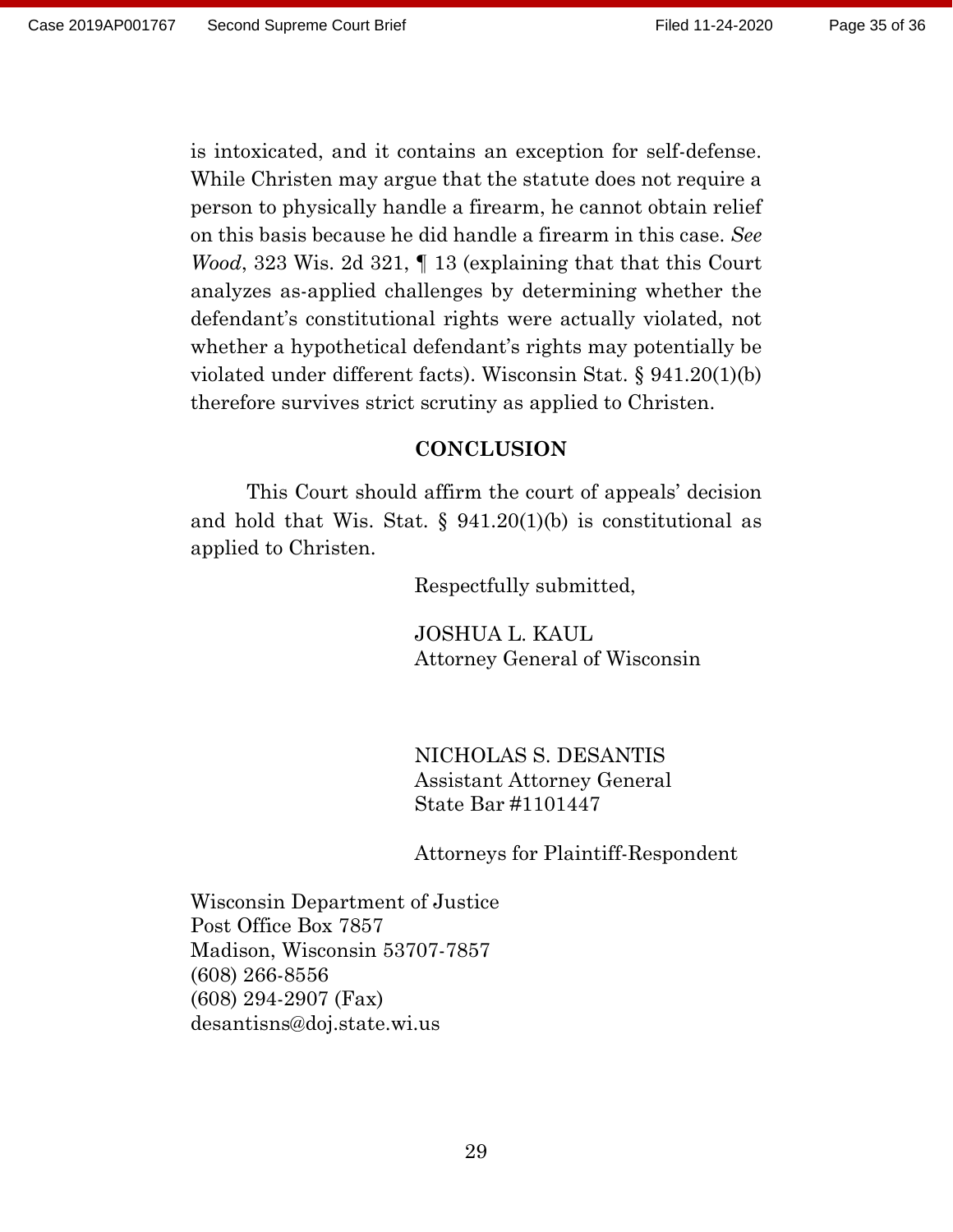is intoxicated, and it contains an exception for self-defense. While Christen may argue that the statute does not require a person to physically handle a firearm, he cannot obtain relief on this basis because he did handle a firearm in this case. *See Wood*, 323 Wis. 2d 321, ¶ 13 (explaining that that this Court analyzes as-applied challenges by determining whether the defendant's constitutional rights were actually violated, not whether a hypothetical defendant's rights may potentially be violated under different facts). Wisconsin Stat. § 941.20(1)(b) therefore survives strict scrutiny as applied to Christen.

## CONCLUSION

This Court should affirm the court of appeals' decision and hold that Wis. Stat. § 941.20(1)(b) is constitutional as applied to Christen.

Respectfully submitted,

JOSHUA L. KAUL
Attorney General of Wisconsin

NICHOLAS S. DESANTIS
Assistant Attorney General
State Bar #1101447

Attorneys for Plaintiff-Respondent

Wisconsin Department of Justice
Post Office Box 7857
Madison, Wisconsin 53707-7857
(608) 266-8556
(608) 294-2907 (Fax)
desantisns@doj.state.wi.us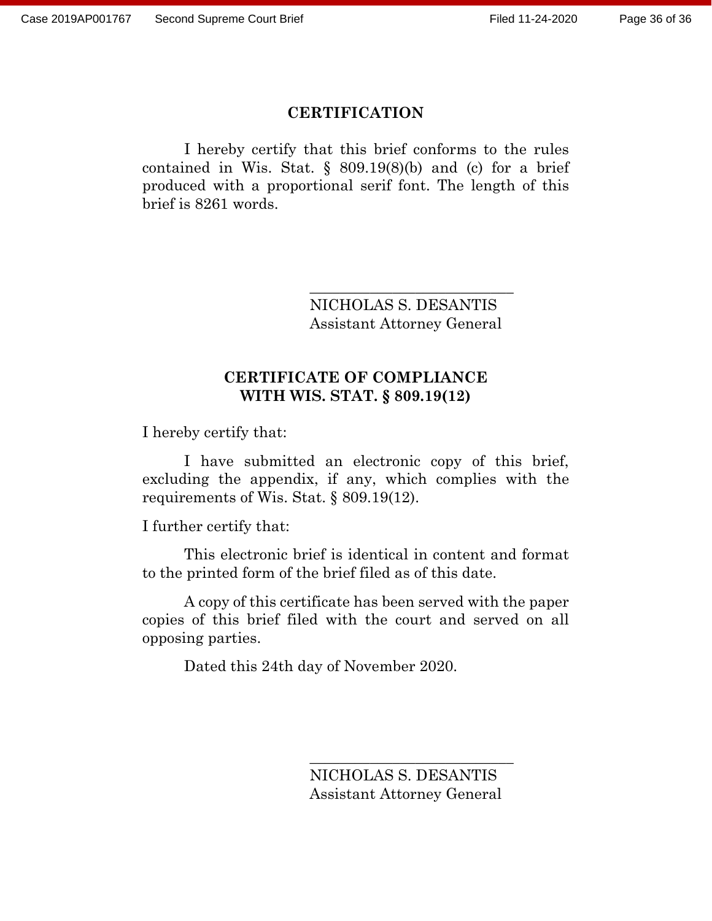## CERTIFICATION

I hereby certify that this brief conforms to the rules contained in Wis. Stat. § 809.19(8)(b) and (c) for a brief produced with a proportional serif font. The length of this brief is 8261 words.

\_\_\_\_\_\_\_\_\_\_\_\_\_\_\_\_\_\_\_\_\_\_\_\_\_\_\_\_\_

NICHOLAS S. DESANTIS
Assistant Attorney General

## CERTIFICATE OF COMPLIANCE WITH WIS. STAT. § 809.19(12)

I hereby certify that:

I have submitted an electronic copy of this brief, excluding the appendix, if any, which complies with the requirements of Wis. Stat. § 809.19(12).

I further certify that:

This electronic brief is identical in content and format to the printed form of the brief filed as of this date.

A copy of this certificate has been served with the paper copies of this brief filed with the court and served on all opposing parties.

Dated this 24th day of November 2020.

\_\_\_\_\_\_\_\_\_\_\_\_\_\_\_\_\_\_\_\_\_\_\_\_\_\_\_\_\_

NICHOLAS S. DESANTIS
Assistant Attorney General